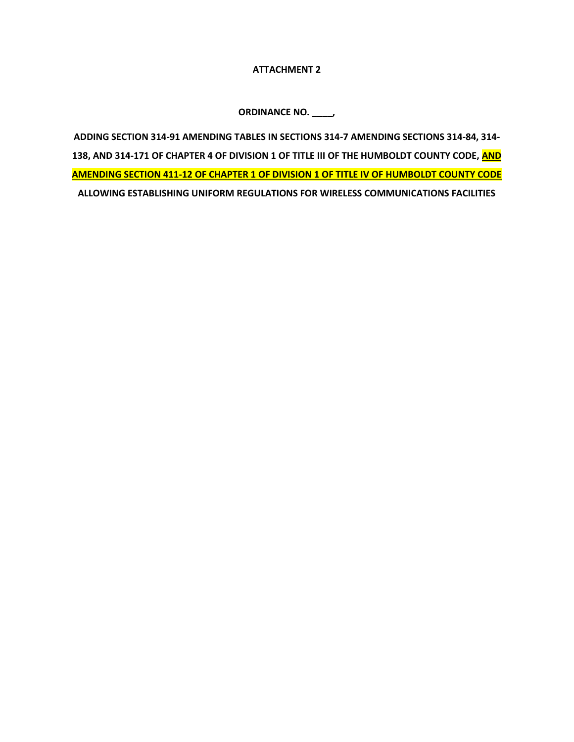**ATTACHMENT 2**

**ORDINANCE NO. \_\_\_\_,**

**ADDING SECTION 314-91 AMENDING TABLES IN SECTIONS 314-7 AMENDING SECTIONS 314-84, 314-138, AND 314-171 OF CHAPTER 4 OF DIVISION 1 OF TITLE III OF THE HUMBOLDT COUNTY CODE, AND AMENDING SECTION 411-12 OF CHAPTER 1 OF DIVISION 1 OF TITLE IV OF HUMBOLDT COUNTY CODE ALLOWING ESTABLISHING UNIFORM REGULATIONS FOR WIRELESS COMMUNICATIONS FACILITIES**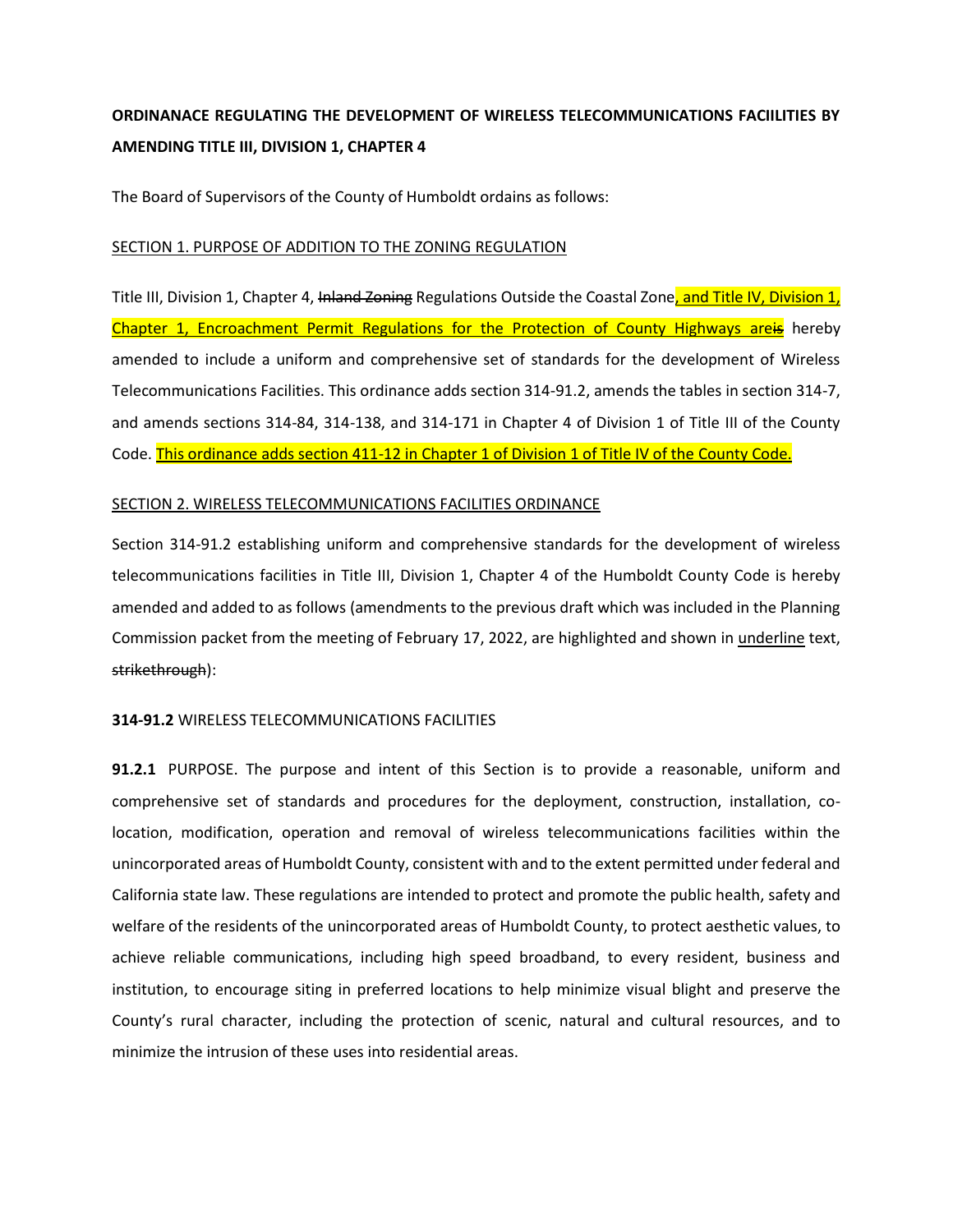**ORDINANACE REGULATING THE DEVELOPMENT OF WIRELESS TELECOMMUNICATIONS FACIILITIES BY AMENDING TITLE III, DIVISION 1, CHAPTER 4**

The Board of Supervisors of the County of Humboldt ordains as follows:

SECTION 1. PURPOSE OF ADDITION TO THE ZONING REGULATION

Title III, Division 1, Chapter 4, ~~Inland Zoning~~ Regulations Outside the Coastal Zone, and Title IV, Division 1, Chapter 1, Encroachment Permit Regulations for the Protection of County Highways are~~is~~ hereby amended to include a uniform and comprehensive set of standards for the development of Wireless Telecommunications Facilities. This ordinance adds section 314-91.2, amends the tables in section 314-7, and amends sections 314-84, 314-138, and 314-171 in Chapter 4 of Division 1 of Title III of the County Code. This ordinance adds section 411-12 in Chapter 1 of Division 1 of Title IV of the County Code.

SECTION 2. WIRELESS TELECOMMUNICATIONS FACILITIES ORDINANCE

Section 314-91.2 establishing uniform and comprehensive standards for the development of wireless telecommunications facilities in Title III, Division 1, Chapter 4 of the Humboldt County Code is hereby amended and added to as follows (amendments to the previous draft which was included in the Planning Commission packet from the meeting of February 17, 2022, are highlighted and shown in underline text, ~~strikethrough~~):

**314-91.2** WIRELESS TELECOMMUNICATIONS FACILITIES

**91.2.1** PURPOSE. The purpose and intent of this Section is to provide a reasonable, uniform and comprehensive set of standards and procedures for the deployment, construction, installation, co-location, modification, operation and removal of wireless telecommunications facilities within the unincorporated areas of Humboldt County, consistent with and to the extent permitted under federal and California state law. These regulations are intended to protect and promote the public health, safety and welfare of the residents of the unincorporated areas of Humboldt County, to protect aesthetic values, to achieve reliable communications, including high speed broadband, to every resident, business and institution, to encourage siting in preferred locations to help minimize visual blight and preserve the County's rural character, including the protection of scenic, natural and cultural resources, and to minimize the intrusion of these uses into residential areas.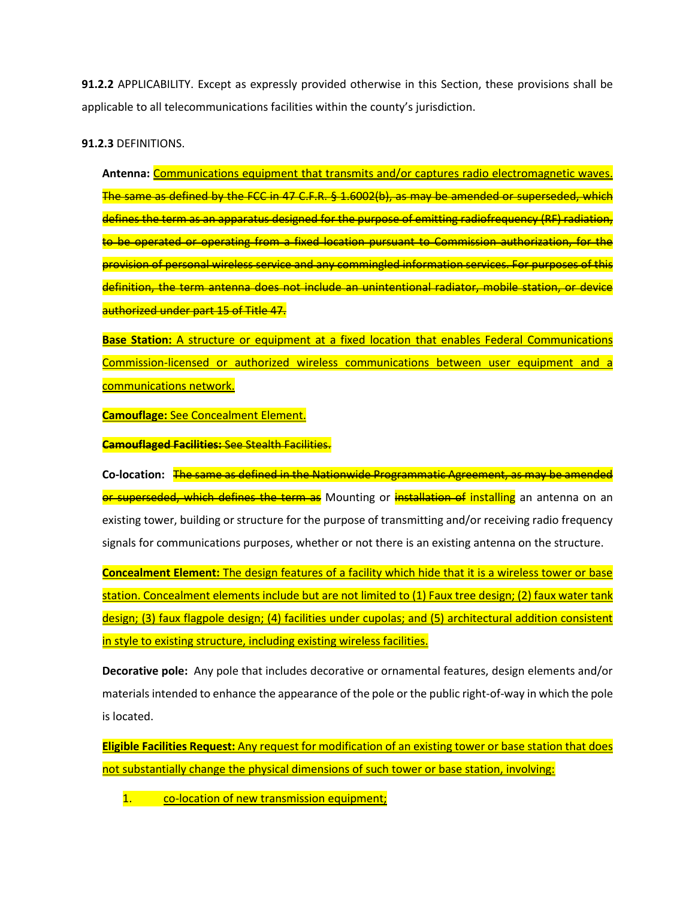**91.2.2** APPLICABILITY. Except as expressly provided otherwise in this Section, these provisions shall be applicable to all telecommunications facilities within the county's jurisdiction.

**91.2.3** DEFINITIONS.

**Antenna:** <u>Communications equipment that transmits and/or captures radio electromagnetic waves.</u> ~~The same as defined by the FCC in 47 C.F.R. § 1.6002(b), as may be amended or superseded, which defines the term as an apparatus designed for the purpose of emitting radiofrequency (RF) radiation, to be operated or operating from a fixed location pursuant to Commission authorization, for the provision of personal wireless service and any commingled information services. For purposes of this definition, the term antenna does not include an unintentional radiator, mobile station, or device authorized under part 15 of Title 47.~~

<u>**Base Station:** A structure or equipment at a fixed location that enables Federal Communications Commission-licensed or authorized wireless communications between user equipment and a communications network.</u>

<u>**Camouflage:** See Concealment Element.</u>

~~**Camouflaged Facilities:** See Stealth Facilities.~~

**Co-location:** ~~The same as defined in the Nationwide Programmatic Agreement, as may be amended or superseded, which defines the term as~~ Mounting or ~~installation of~~ <u>installing</u> an antenna on an existing tower, building or structure for the purpose of transmitting and/or receiving radio frequency signals for communications purposes, whether or not there is an existing antenna on the structure.

<u>**Concealment Element:** The design features of a facility which hide that it is a wireless tower or base station. Concealment elements include but are not limited to (1) Faux tree design; (2) faux water tank design; (3) faux flagpole design; (4) facilities under cupolas; and (5) architectural addition consistent in style to existing structure, including existing wireless facilities.</u>

**Decorative pole:** Any pole that includes decorative or ornamental features, design elements and/or materials intended to enhance the appearance of the pole or the public right-of-way in which the pole is located.

<u>**Eligible Facilities Request:** Any request for modification of an existing tower or base station that does not substantially change the physical dimensions of such tower or base station, involving:</u>

1. <u>co-location of new transmission equipment;</u>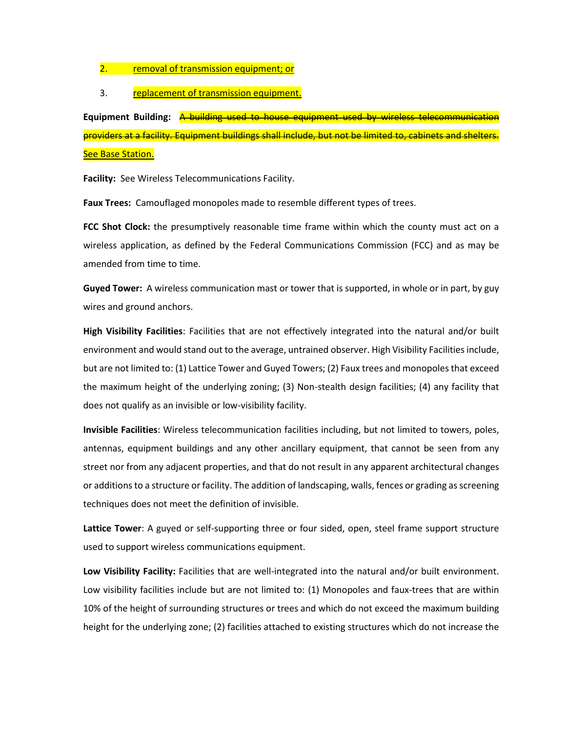2. removal of transmission equipment; or

3. replacement of transmission equipment.

**Equipment Building:** ~~A building used to house equipment used by wireless telecommunication providers at a facility. Equipment buildings shall include, but not be limited to, cabinets and shelters.~~ See Base Station.

**Facility:** See Wireless Telecommunications Facility.

**Faux Trees:** Camouflaged monopoles made to resemble different types of trees.

**FCC Shot Clock:** the presumptively reasonable time frame within which the county must act on a wireless application, as defined by the Federal Communications Commission (FCC) and as may be amended from time to time.

**Guyed Tower:** A wireless communication mast or tower that is supported, in whole or in part, by guy wires and ground anchors.

**High Visibility Facilities**: Facilities that are not effectively integrated into the natural and/or built environment and would stand out to the average, untrained observer. High Visibility Facilities include, but are not limited to: (1) Lattice Tower and Guyed Towers; (2) Faux trees and monopoles that exceed the maximum height of the underlying zoning; (3) Non-stealth design facilities; (4) any facility that does not qualify as an invisible or low-visibility facility.

**Invisible Facilities**: Wireless telecommunication facilities including, but not limited to towers, poles, antennas, equipment buildings and any other ancillary equipment, that cannot be seen from any street nor from any adjacent properties, and that do not result in any apparent architectural changes or additions to a structure or facility. The addition of landscaping, walls, fences or grading as screening techniques does not meet the definition of invisible.

**Lattice Tower**: A guyed or self-supporting three or four sided, open, steel frame support structure used to support wireless communications equipment.

**Low Visibility Facility:** Facilities that are well-integrated into the natural and/or built environment. Low visibility facilities include but are not limited to: (1) Monopoles and faux-trees that are within 10% of the height of surrounding structures or trees and which do not exceed the maximum building height for the underlying zone; (2) facilities attached to existing structures which do not increase the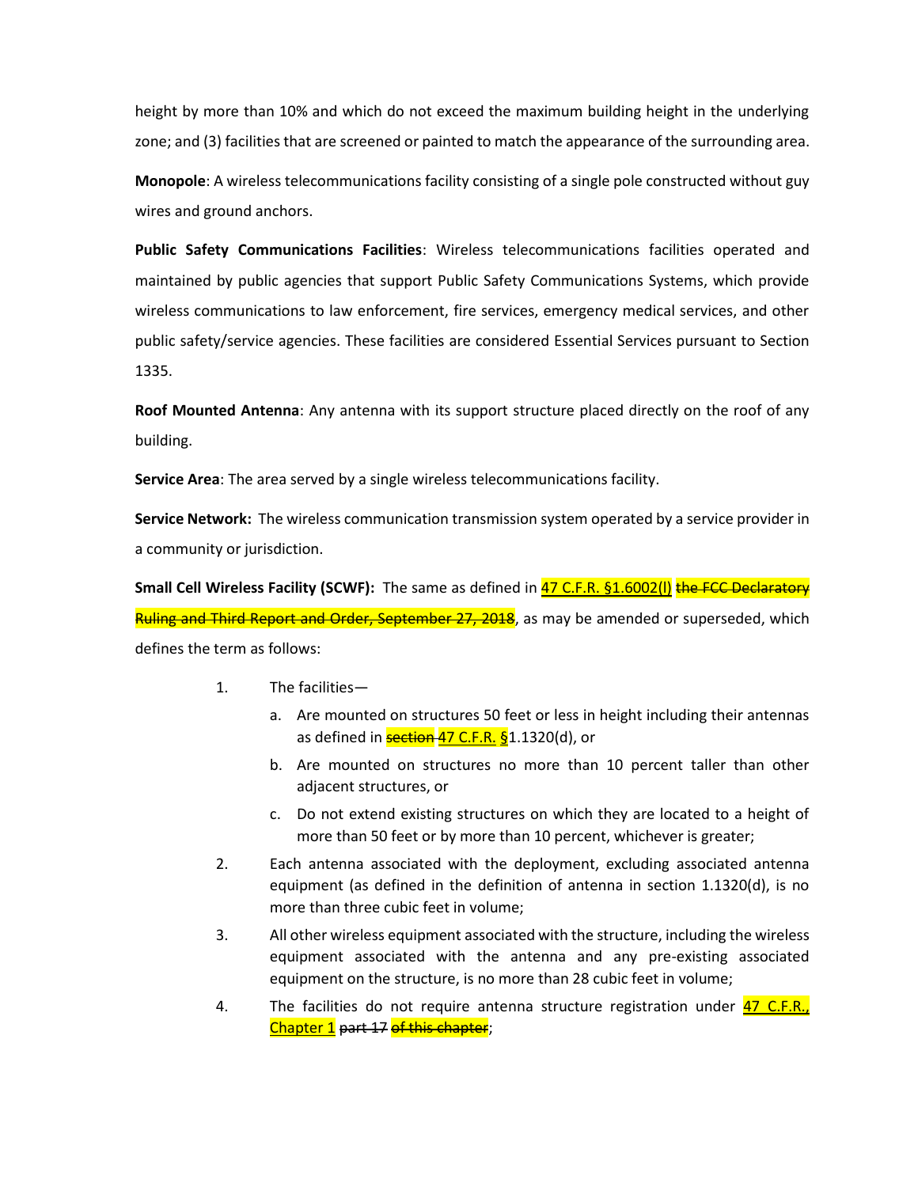height by more than 10% and which do not exceed the maximum building height in the underlying zone; and (3) facilities that are screened or painted to match the appearance of the surrounding area.

**Monopole**: A wireless telecommunications facility consisting of a single pole constructed without guy wires and ground anchors.

**Public Safety Communications Facilities**: Wireless telecommunications facilities operated and maintained by public agencies that support Public Safety Communications Systems, which provide wireless communications to law enforcement, fire services, emergency medical services, and other public safety/service agencies. These facilities are considered Essential Services pursuant to Section 1335.

**Roof Mounted Antenna**: Any antenna with its support structure placed directly on the roof of any building.

**Service Area**: The area served by a single wireless telecommunications facility.

**Service Network:** The wireless communication transmission system operated by a service provider in a community or jurisdiction.

**Small Cell Wireless Facility (SCWF):** The same as defined in 47 C.F.R. §1.6002(l) ~~the FCC Declaratory Ruling and Third Report and Order, September 27, 2018~~, as may be amended or superseded, which defines the term as follows:

1. The facilities—
   a. Are mounted on structures 50 feet or less in height including their antennas as defined in ~~section~~ 47 C.F.R. §1.1320(d), or
   b. Are mounted on structures no more than 10 percent taller than other adjacent structures, or
   c. Do not extend existing structures on which they are located to a height of more than 50 feet or by more than 10 percent, whichever is greater;
2. Each antenna associated with the deployment, excluding associated antenna equipment (as defined in the definition of antenna in section 1.1320(d), is no more than three cubic feet in volume;
3. All other wireless equipment associated with the structure, including the wireless equipment associated with the antenna and any pre-existing associated equipment on the structure, is no more than 28 cubic feet in volume;
4. The facilities do not require antenna structure registration under 47 C.F.R., Chapter 1 ~~part 17~~ ~~of this chapter~~;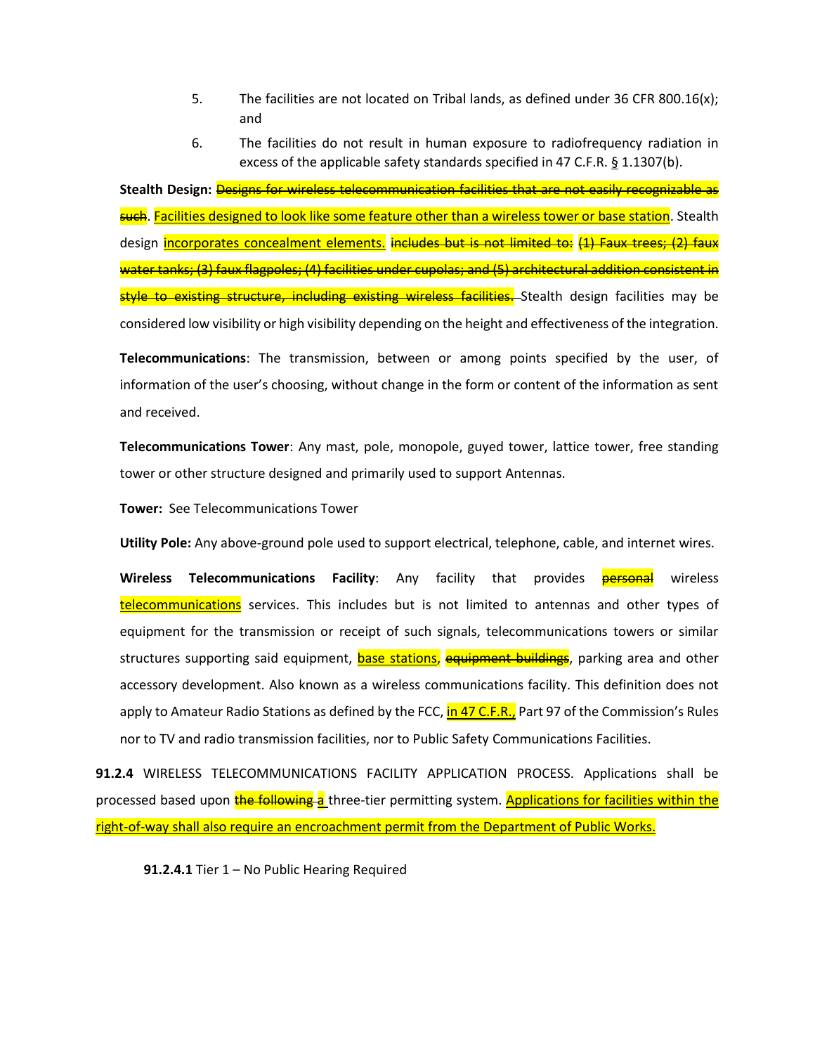5. The facilities are not located on Tribal lands, as defined under 36 CFR 800.16(x); and

6. The facilities do not result in human exposure to radiofrequency radiation in excess of the applicable safety standards specified in 47 C.F.R. § 1.1307(b).

**Stealth Design:** ~~Designs for wireless telecommunication facilities that are not easily recognizable as such~~. <u>Facilities designed to look like some feature other than a wireless tower or base station</u>. Stealth design <u>incorporates concealment elements.</u> ~~includes but is not limited to: (1) Faux trees; (2) faux water tanks; (3) faux flagpoles; (4) facilities under cupolas; and (5) architectural addition consistent in style to existing structure, including existing wireless facilities.~~ Stealth design facilities may be considered low visibility or high visibility depending on the height and effectiveness of the integration.

**Telecommunications**: The transmission, between or among points specified by the user, of information of the user's choosing, without change in the form or content of the information as sent and received.

**Telecommunications Tower**: Any mast, pole, monopole, guyed tower, lattice tower, free standing tower or other structure designed and primarily used to support Antennas.

**Tower:** See Telecommunications Tower

**Utility Pole:** Any above-ground pole used to support electrical, telephone, cable, and internet wires.

**Wireless Telecommunications Facility**: Any facility that provides ~~personal~~ wireless <u>telecommunications</u> services. This includes but is not limited to antennas and other types of equipment for the transmission or receipt of such signals, telecommunications towers or similar structures supporting said equipment, <u>base stations</u>, ~~equipment buildings~~, parking area and other accessory development. Also known as a wireless communications facility. This definition does not apply to Amateur Radio Stations as defined by the FCC, <u>in 47 C.F.R.,</u> Part 97 of the Commission's Rules nor to TV and radio transmission facilities, nor to Public Safety Communications Facilities.

**91.2.4** WIRELESS TELECOMMUNICATIONS FACILITY APPLICATION PROCESS. Applications shall be processed based upon ~~the following~~ <u>a</u> three-tier permitting system. <u>Applications for facilities within the right-of-way shall also require an encroachment permit from the Department of Public Works.</u>

**91.2.4.1** Tier 1 – No Public Hearing Required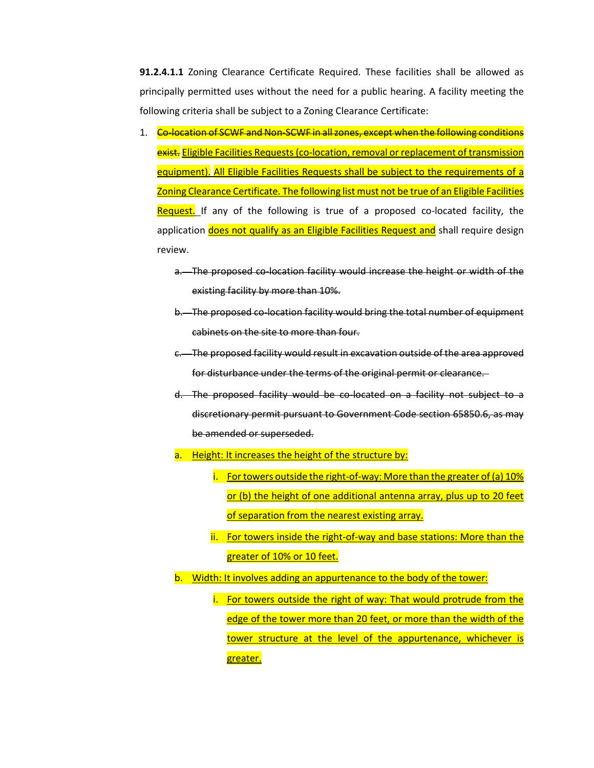**91.2.4.1.1** Zoning Clearance Certificate Required. These facilities shall be allowed as principally permitted uses without the need for a public hearing. A facility meeting the following criteria shall be subject to a Zoning Clearance Certificate:

1. ~~Co-location of SCWF and Non-SCWF in all zones, except when the following conditions exist.~~ <u>Eligible Facilities Requests (co-location, removal or replacement of transmission equipment). All Eligible Facilities Requests shall be subject to the requirements of a Zoning Clearance Certificate. The following list must not be true of an Eligible Facilities Request.</u> If any of the following is true of a proposed co-located facility, the application <u>does not qualify as an Eligible Facilities Request and</u> shall require design review.

   ~~a. The proposed co-location facility would increase the height or width of the existing facility by more than 10%.~~

   ~~b. The proposed co-location facility would bring the total number of equipment cabinets on the site to more than four.~~

   ~~c. The proposed facility would result in excavation outside of the area approved for disturbance under the terms of the original permit or clearance.~~

   ~~d. The proposed facility would be co-located on a facility not subject to a discretionary permit pursuant to Government Code section 65850.6, as may be amended or superseded.~~

   a. <u>Height: It increases the height of the structure by:</u>

      i. <u>For towers outside the right-of-way: More than the greater of (a) 10% or (b) the height of one additional antenna array, plus up to 20 feet of separation from the nearest existing array.</u>

      ii. <u>For towers inside the right-of-way and base stations: More than the greater of 10% or 10 feet.</u>

   b. <u>Width: It involves adding an appurtenance to the body of the tower:</u>

      i. <u>For towers outside the right of way: That would protrude from the edge of the tower more than 20 feet, or more than the width of the tower structure at the level of the appurtenance, whichever is greater.</u>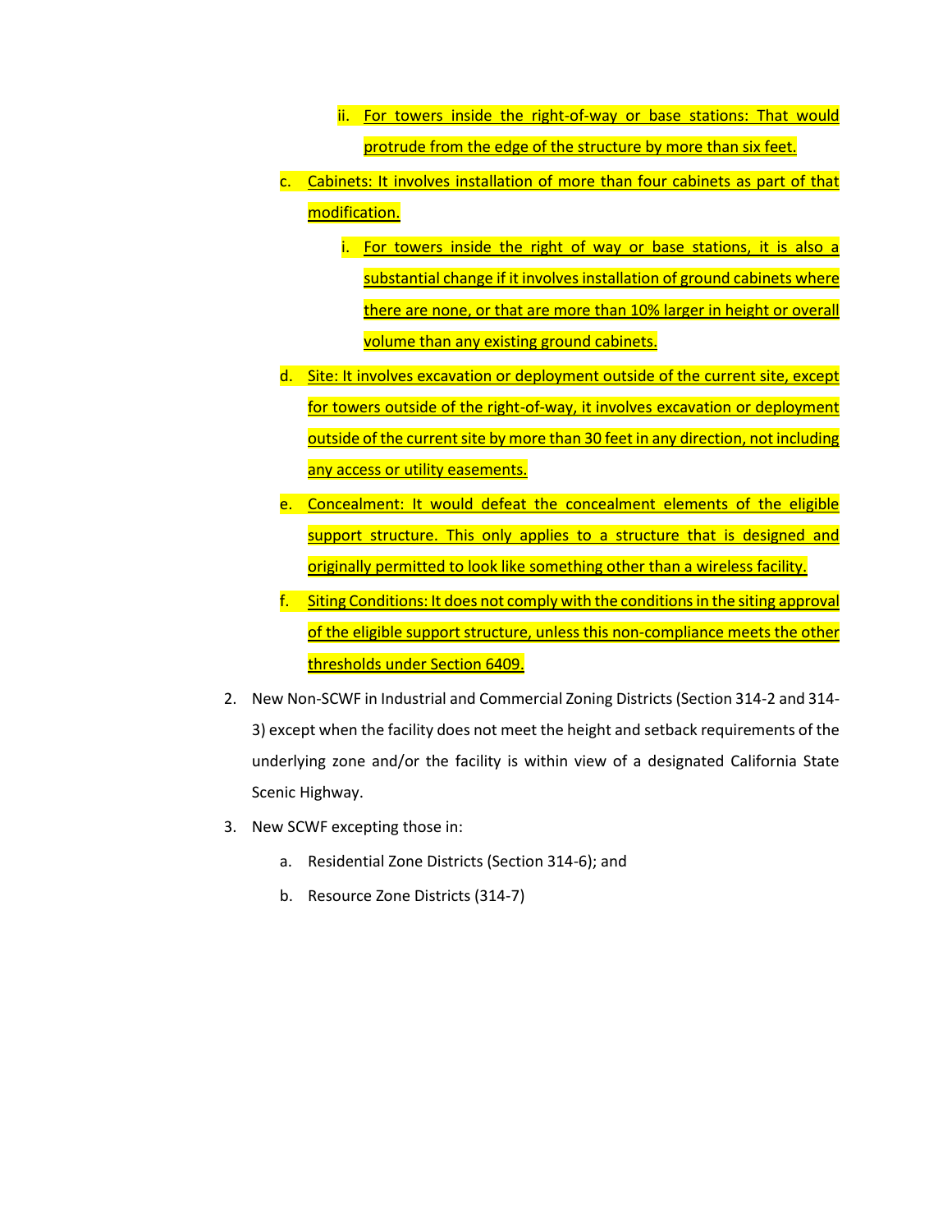- ii. For towers inside the right-of-way or base stations: That would protrude from the edge of the structure by more than six feet.

   c. Cabinets: It involves installation of more than four cabinets as part of that modification.

   - i. For towers inside the right of way or base stations, it is also a substantial change if it involves installation of ground cabinets where there are none, or that are more than 10% larger in height or overall volume than any existing ground cabinets.

   d. Site: It involves excavation or deployment outside of the current site, except for towers outside of the right-of-way, it involves excavation or deployment outside of the current site by more than 30 feet in any direction, not including any access or utility easements.

   e. Concealment: It would defeat the concealment elements of the eligible support structure. This only applies to a structure that is designed and originally permitted to look like something other than a wireless facility.

   f. Siting Conditions: It does not comply with the conditions in the siting approval of the eligible support structure, unless this non-compliance meets the other thresholds under Section 6409.

2. New Non-SCWF in Industrial and Commercial Zoning Districts (Section 314-2 and 314-3) except when the facility does not meet the height and setback requirements of the underlying zone and/or the facility is within view of a designated California State Scenic Highway.

3. New SCWF excepting those in:

   a. Residential Zone Districts (Section 314-6); and

   b. Resource Zone Districts (314-7)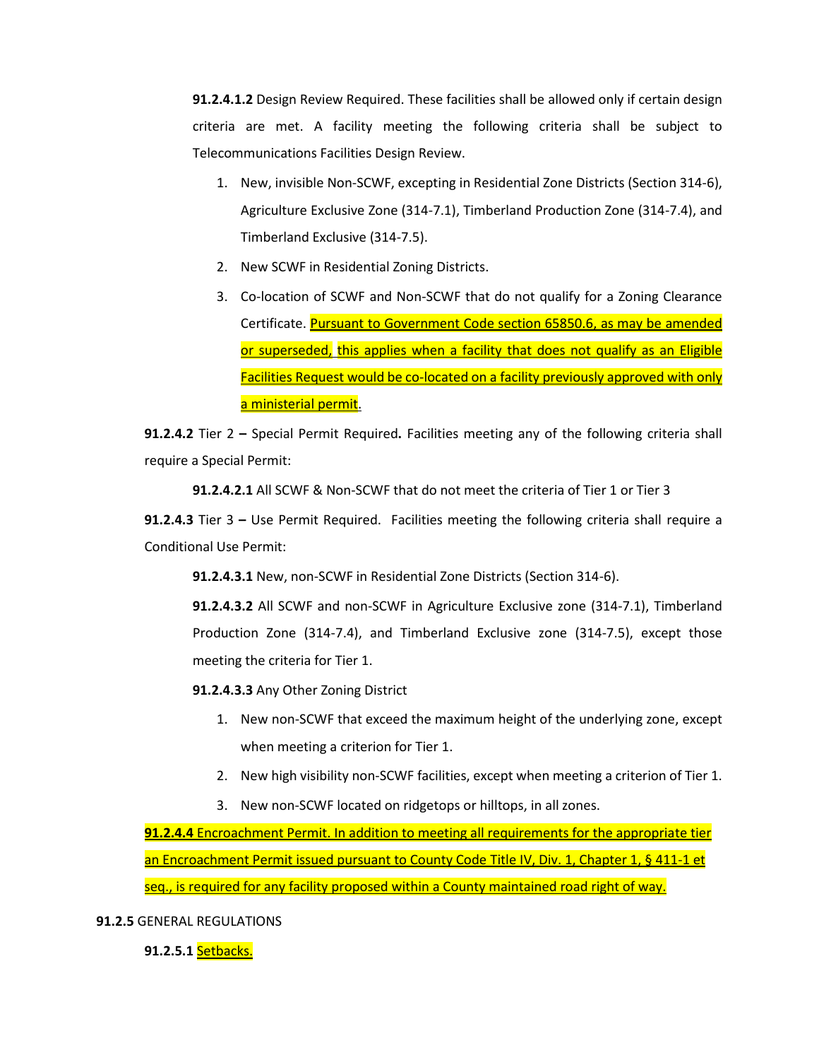**91.2.4.1.2** Design Review Required. These facilities shall be allowed only if certain design criteria are met. A facility meeting the following criteria shall be subject to Telecommunications Facilities Design Review.

1. New, invisible Non-SCWF, excepting in Residential Zone Districts (Section 314-6), Agriculture Exclusive Zone (314-7.1), Timberland Production Zone (314-7.4), and Timberland Exclusive (314-7.5).
2. New SCWF in Residential Zoning Districts.
3. Co-location of SCWF and Non-SCWF that do not qualify for a Zoning Clearance Certificate. Pursuant to Government Code section 65850.6, as may be amended or superseded, this applies when a facility that does not qualify as an Eligible Facilities Request would be co-located on a facility previously approved with only a ministerial permit.

**91.2.4.2** Tier 2 **–** Special Permit Required**.** Facilities meeting any of the following criteria shall require a Special Permit:

**91.2.4.2.1** All SCWF & Non-SCWF that do not meet the criteria of Tier 1 or Tier 3

**91.2.4.3** Tier 3 **–** Use Permit Required. Facilities meeting the following criteria shall require a Conditional Use Permit:

**91.2.4.3.1** New, non-SCWF in Residential Zone Districts (Section 314-6).

**91.2.4.3.2** All SCWF and non-SCWF in Agriculture Exclusive zone (314-7.1), Timberland Production Zone (314-7.4), and Timberland Exclusive zone (314-7.5), except those meeting the criteria for Tier 1.

**91.2.4.3.3** Any Other Zoning District

1. New non-SCWF that exceed the maximum height of the underlying zone, except when meeting a criterion for Tier 1.
2. New high visibility non-SCWF facilities, except when meeting a criterion of Tier 1.
3. New non-SCWF located on ridgetops or hilltops, in all zones.

**91.2.4.4** Encroachment Permit. In addition to meeting all requirements for the appropriate tier an Encroachment Permit issued pursuant to County Code Title IV, Div. 1, Chapter 1, § 411-1 et seq., is required for any facility proposed within a County maintained road right of way.

**91.2.5** GENERAL REGULATIONS

**91.2.5.1** Setbacks.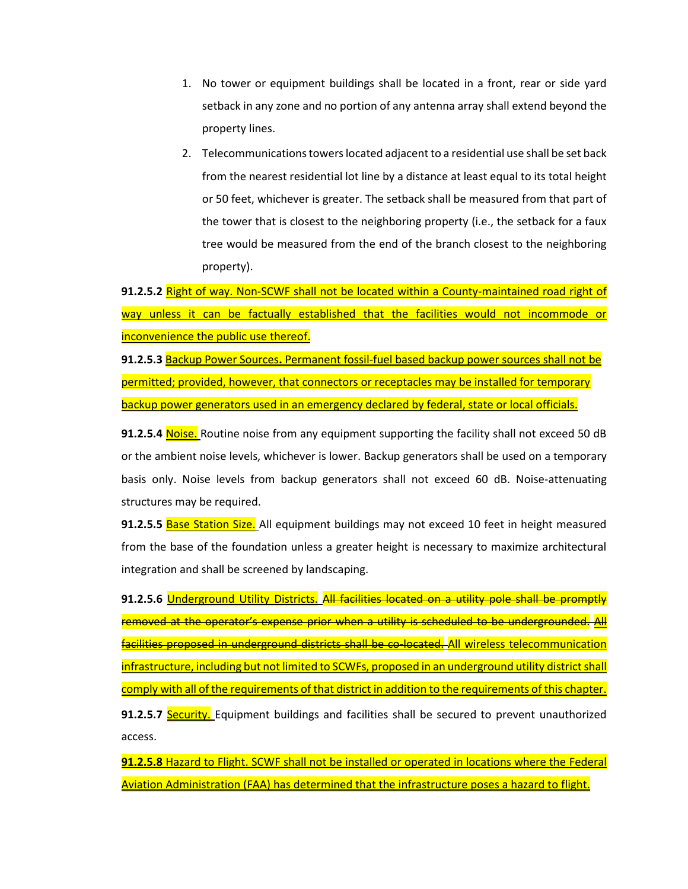1. No tower or equipment buildings shall be located in a front, rear or side yard setback in any zone and no portion of any antenna array shall extend beyond the property lines.
2. Telecommunications towers located adjacent to a residential use shall be set back from the nearest residential lot line by a distance at least equal to its total height or 50 feet, whichever is greater. The setback shall be measured from that part of the tower that is closest to the neighboring property (i.e., the setback for a faux tree would be measured from the end of the branch closest to the neighboring property).

**91.2.5.2** Right of way. Non-SCWF shall not be located within a County-maintained road right of way unless it can be factually established that the facilities would not incommode or inconvenience the public use thereof.

**91.2.5.3** Backup Power Sources**.** Permanent fossil-fuel based backup power sources shall not be permitted; provided, however, that connectors or receptacles may be installed for temporary backup power generators used in an emergency declared by federal, state or local officials.

**91.2.5.4** Noise. Routine noise from any equipment supporting the facility shall not exceed 50 dB or the ambient noise levels, whichever is lower. Backup generators shall be used on a temporary basis only. Noise levels from backup generators shall not exceed 60 dB. Noise-attenuating structures may be required.

**91.2.5.5** Base Station Size. All equipment buildings may not exceed 10 feet in height measured from the base of the foundation unless a greater height is necessary to maximize architectural integration and shall be screened by landscaping.

**91.2.5.6** Underground Utility Districts. ~~All facilities located on a utility pole shall be promptly removed at the operator's expense prior when a utility is scheduled to be undergrounded.~~ ~~All facilities proposed in underground districts shall be co-located.~~ All wireless telecommunication infrastructure, including but not limited to SCWFs, proposed in an underground utility district shall comply with all of the requirements of that district in addition to the requirements of this chapter.

**91.2.5.7** Security. Equipment buildings and facilities shall be secured to prevent unauthorized access.

**91.2.5.8** Hazard to Flight. SCWF shall not be installed or operated in locations where the Federal Aviation Administration (FAA) has determined that the infrastructure poses a hazard to flight.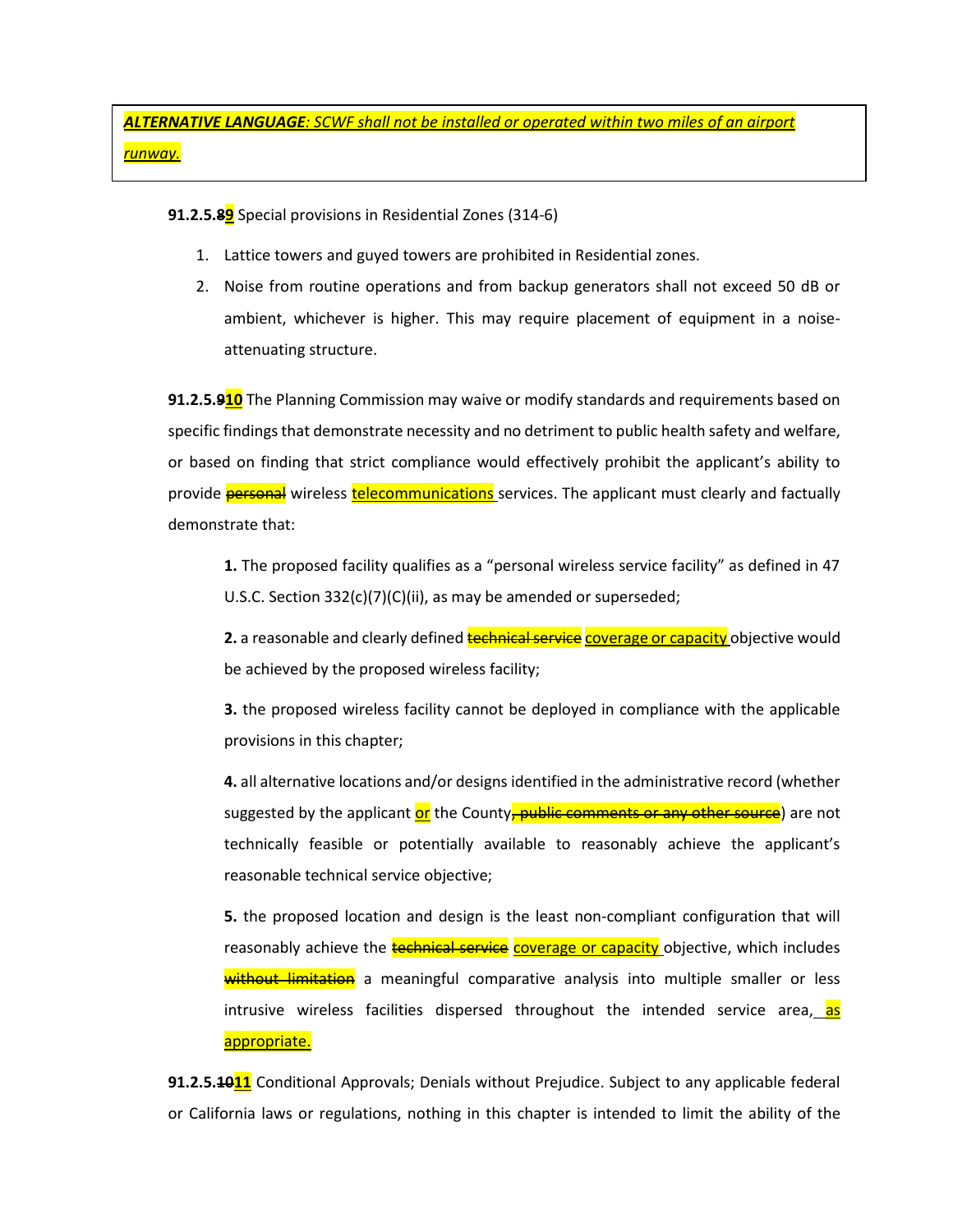***ALTERNATIVE LANGUAGE**: SCWF shall not be installed or operated within two miles of an airport runway.*

**91.2.5.~~8~~9** Special provisions in Residential Zones (314-6)

1. Lattice towers and guyed towers are prohibited in Residential zones.
2. Noise from routine operations and from backup generators shall not exceed 50 dB or ambient, whichever is higher. This may require placement of equipment in a noise-attenuating structure.

**91.2.5.~~9~~10** The Planning Commission may waive or modify standards and requirements based on specific findings that demonstrate necessity and no detriment to public health safety and welfare, or based on finding that strict compliance would effectively prohibit the applicant's ability to provide ~~personal~~ wireless telecommunications services. The applicant must clearly and factually demonstrate that:

> **1.** The proposed facility qualifies as a "personal wireless service facility" as defined in 47 U.S.C. Section 332(c)(7)(C)(ii), as may be amended or superseded;
>
> **2.** a reasonable and clearly defined ~~technical service~~ coverage or capacity objective would be achieved by the proposed wireless facility;
>
> **3.** the proposed wireless facility cannot be deployed in compliance with the applicable provisions in this chapter;
>
> **4.** all alternative locations and/or designs identified in the administrative record (whether suggested by the applicant or the County~~, public comments or any other source~~) are not technically feasible or potentially available to reasonably achieve the applicant's reasonable technical service objective;
>
> **5.** the proposed location and design is the least non-compliant configuration that will reasonably achieve the ~~technical service~~ coverage or capacity objective, which includes ~~without limitation~~ a meaningful comparative analysis into multiple smaller or less intrusive wireless facilities dispersed throughout the intended service area, as appropriate.

**91.2.5.~~10~~11** Conditional Approvals; Denials without Prejudice. Subject to any applicable federal or California laws or regulations, nothing in this chapter is intended to limit the ability of the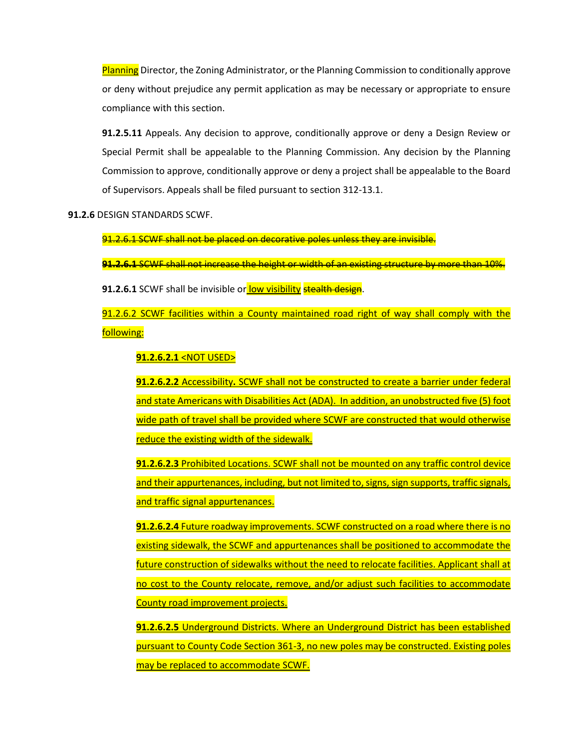Planning Director, the Zoning Administrator, or the Planning Commission to conditionally approve or deny without prejudice any permit application as may be necessary or appropriate to ensure compliance with this section.

**91.2.5.11** Appeals. Any decision to approve, conditionally approve or deny a Design Review or Special Permit shall be appealable to the Planning Commission. Any decision by the Planning Commission to approve, conditionally approve or deny a project shall be appealable to the Board of Supervisors. Appeals shall be filed pursuant to section 312-13.1.

**91.2.6** DESIGN STANDARDS SCWF.

~~91.2.6.1 SCWF shall not be placed on decorative poles unless they are invisible.~~

~~**91.2.6.1** SCWF shall not increase the height or width of an existing structure by more than 10%.~~

**91.2.6.1** SCWF shall be invisible or low visibility ~~stealth design~~.

91.2.6.2 SCWF facilities within a County maintained road right of way shall comply with the following:

**91.2.6.2.1** <NOT USED>

**91.2.6.2.2** Accessibility**.** SCWF shall not be constructed to create a barrier under federal and state Americans with Disabilities Act (ADA). In addition, an unobstructed five (5) foot wide path of travel shall be provided where SCWF are constructed that would otherwise reduce the existing width of the sidewalk.

**91.2.6.2.3** Prohibited Locations. SCWF shall not be mounted on any traffic control device and their appurtenances, including, but not limited to, signs, sign supports, traffic signals, and traffic signal appurtenances.

**91.2.6.2.4** Future roadway improvements. SCWF constructed on a road where there is no existing sidewalk, the SCWF and appurtenances shall be positioned to accommodate the future construction of sidewalks without the need to relocate facilities. Applicant shall at no cost to the County relocate, remove, and/or adjust such facilities to accommodate County road improvement projects.

**91.2.6.2.5** Underground Districts. Where an Underground District has been established pursuant to County Code Section 361-3, no new poles may be constructed. Existing poles may be replaced to accommodate SCWF.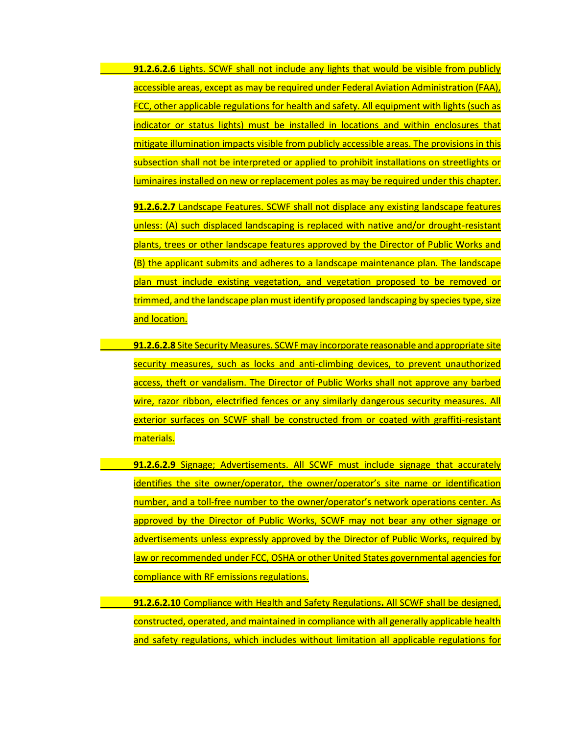**91.2.6.2.6** Lights. SCWF shall not include any lights that would be visible from publicly accessible areas, except as may be required under Federal Aviation Administration (FAA), FCC, other applicable regulations for health and safety. All equipment with lights (such as indicator or status lights) must be installed in locations and within enclosures that mitigate illumination impacts visible from publicly accessible areas. The provisions in this subsection shall not be interpreted or applied to prohibit installations on streetlights or luminaires installed on new or replacement poles as may be required under this chapter.

**91.2.6.2.7** Landscape Features. SCWF shall not displace any existing landscape features unless: (A) such displaced landscaping is replaced with native and/or drought-resistant plants, trees or other landscape features approved by the Director of Public Works and (B) the applicant submits and adheres to a landscape maintenance plan. The landscape plan must include existing vegetation, and vegetation proposed to be removed or trimmed, and the landscape plan must identify proposed landscaping by species type, size and location.

**91.2.6.2.8** Site Security Measures. SCWF may incorporate reasonable and appropriate site security measures, such as locks and anti-climbing devices, to prevent unauthorized access, theft or vandalism. The Director of Public Works shall not approve any barbed wire, razor ribbon, electrified fences or any similarly dangerous security measures. All exterior surfaces on SCWF shall be constructed from or coated with graffiti-resistant materials.

**91.2.6.2.9** Signage; Advertisements. All SCWF must include signage that accurately identifies the site owner/operator, the owner/operator's site name or identification number, and a toll-free number to the owner/operator's network operations center. As approved by the Director of Public Works, SCWF may not bear any other signage or advertisements unless expressly approved by the Director of Public Works, required by law or recommended under FCC, OSHA or other United States governmental agencies for compliance with RF emissions regulations.

**91.2.6.2.10** Compliance with Health and Safety Regulations**.** All SCWF shall be designed, constructed, operated, and maintained in compliance with all generally applicable health and safety regulations, which includes without limitation all applicable regulations for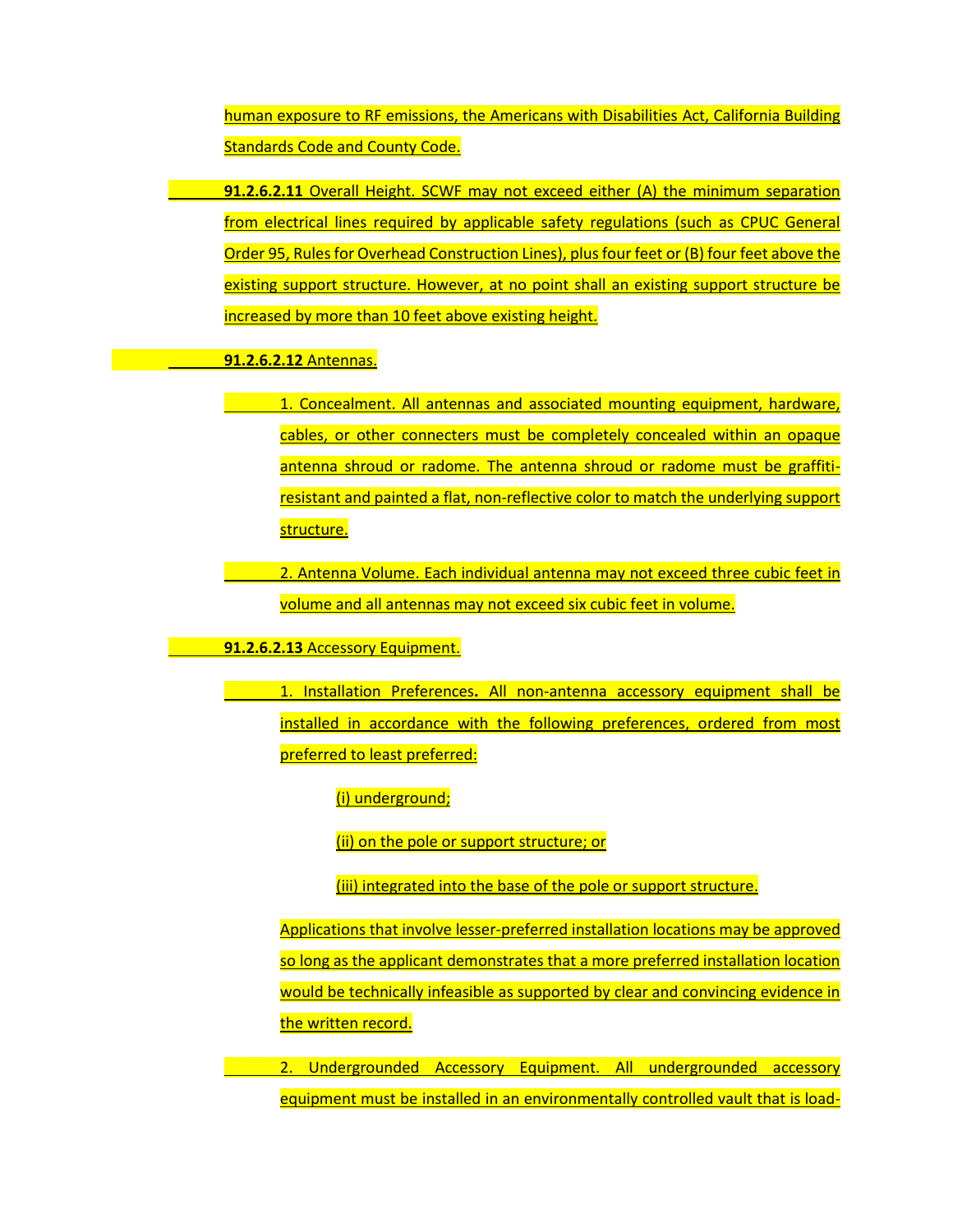human exposure to RF emissions, the Americans with Disabilities Act, California Building Standards Code and County Code.

**91.2.6.2.11** Overall Height. SCWF may not exceed either (A) the minimum separation from electrical lines required by applicable safety regulations (such as CPUC General Order 95, Rules for Overhead Construction Lines), plus four feet or (B) four feet above the existing support structure. However, at no point shall an existing support structure be increased by more than 10 feet above existing height.

**91.2.6.2.12** Antennas.

1. Concealment. All antennas and associated mounting equipment, hardware, cables, or other connecters must be completely concealed within an opaque antenna shroud or radome. The antenna shroud or radome must be graffiti-resistant and painted a flat, non-reflective color to match the underlying support structure.

2. Antenna Volume. Each individual antenna may not exceed three cubic feet in volume and all antennas may not exceed six cubic feet in volume.

**91.2.6.2.13** Accessory Equipment.

1. Installation Preferences**.** All non-antenna accessory equipment shall be installed in accordance with the following preferences, ordered from most preferred to least preferred:

   (i) underground;

   (ii) on the pole or support structure; or

   (iii) integrated into the base of the pole or support structure.

   Applications that involve lesser-preferred installation locations may be approved so long as the applicant demonstrates that a more preferred installation location would be technically infeasible as supported by clear and convincing evidence in the written record.

2. Undergrounded Accessory Equipment. All undergrounded accessory equipment must be installed in an environmentally controlled vault that is load-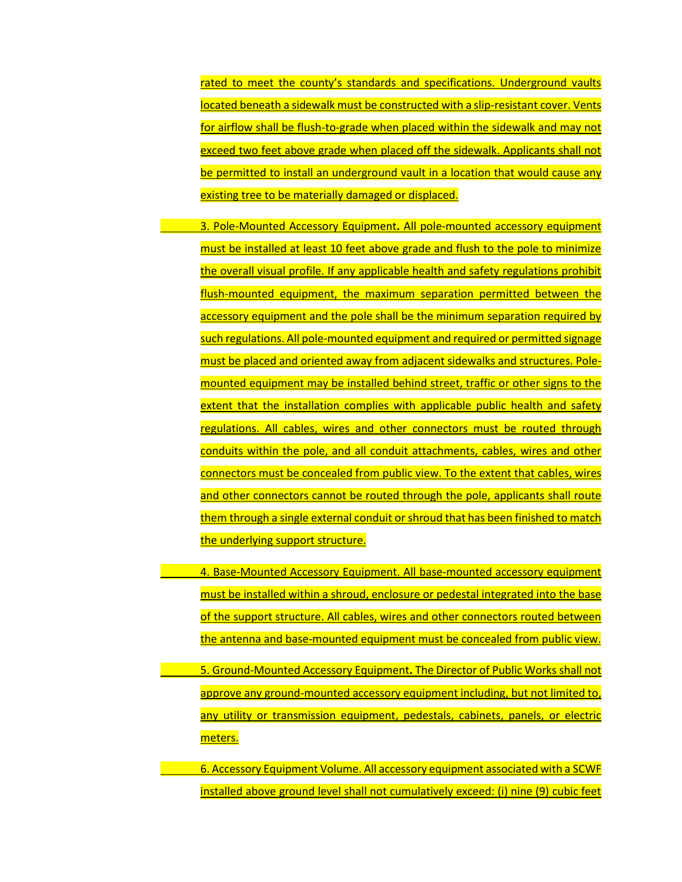rated to meet the county's standards and specifications. Underground vaults located beneath a sidewalk must be constructed with a slip-resistant cover. Vents for airflow shall be flush-to-grade when placed within the sidewalk and may not exceed two feet above grade when placed off the sidewalk. Applicants shall not be permitted to install an underground vault in a location that would cause any existing tree to be materially damaged or displaced.

3. Pole-Mounted Accessory Equipment**.** All pole-mounted accessory equipment must be installed at least 10 feet above grade and flush to the pole to minimize the overall visual profile. If any applicable health and safety regulations prohibit flush-mounted equipment, the maximum separation permitted between the accessory equipment and the pole shall be the minimum separation required by such regulations. All pole-mounted equipment and required or permitted signage must be placed and oriented away from adjacent sidewalks and structures. Pole-mounted equipment may be installed behind street, traffic or other signs to the extent that the installation complies with applicable public health and safety regulations. All cables, wires and other connectors must be routed through conduits within the pole, and all conduit attachments, cables, wires and other connectors must be concealed from public view. To the extent that cables, wires and other connectors cannot be routed through the pole, applicants shall route them through a single external conduit or shroud that has been finished to match the underlying support structure.

4. Base-Mounted Accessory Equipment. All base-mounted accessory equipment must be installed within a shroud, enclosure or pedestal integrated into the base of the support structure. All cables, wires and other connectors routed between the antenna and base-mounted equipment must be concealed from public view.

5. Ground-Mounted Accessory Equipment**.** The Director of Public Works shall not approve any ground-mounted accessory equipment including, but not limited to, any utility or transmission equipment, pedestals, cabinets, panels, or electric meters.

6. Accessory Equipment Volume. All accessory equipment associated with a SCWF installed above ground level shall not cumulatively exceed: (i) nine (9) cubic feet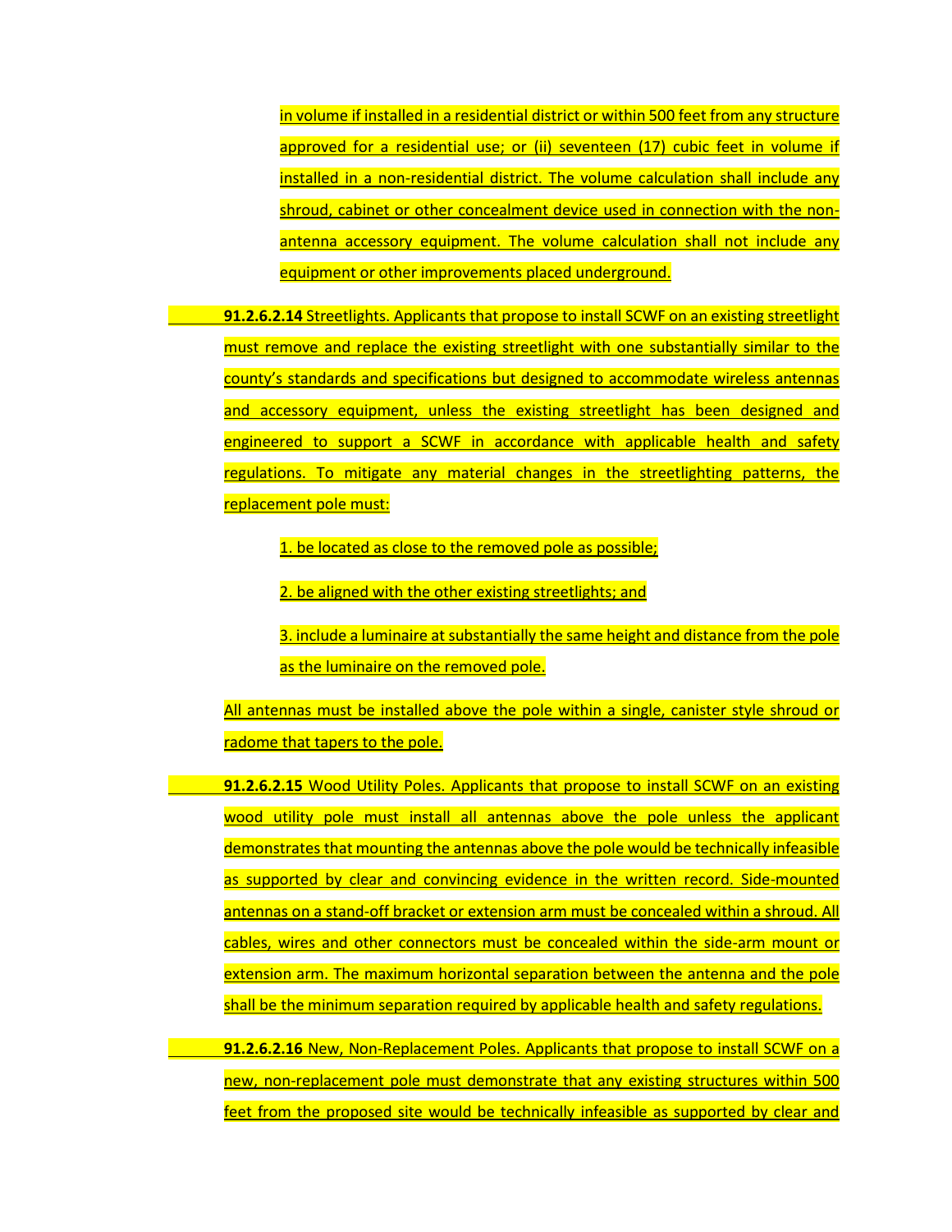in volume if installed in a residential district or within 500 feet from any structure approved for a residential use; or (ii) seventeen (17) cubic feet in volume if installed in a non-residential district. The volume calculation shall include any shroud, cabinet or other concealment device used in connection with the non-antenna accessory equipment. The volume calculation shall not include any equipment or other improvements placed underground.

**91.2.6.2.14** Streetlights. Applicants that propose to install SCWF on an existing streetlight must remove and replace the existing streetlight with one substantially similar to the county's standards and specifications but designed to accommodate wireless antennas and accessory equipment, unless the existing streetlight has been designed and engineered to support a SCWF in accordance with applicable health and safety regulations. To mitigate any material changes in the streetlighting patterns, the replacement pole must:

1. be located as close to the removed pole as possible;

2. be aligned with the other existing streetlights; and

3. include a luminaire at substantially the same height and distance from the pole as the luminaire on the removed pole.

All antennas must be installed above the pole within a single, canister style shroud or radome that tapers to the pole.

**91.2.6.2.15** Wood Utility Poles. Applicants that propose to install SCWF on an existing wood utility pole must install all antennas above the pole unless the applicant demonstrates that mounting the antennas above the pole would be technically infeasible as supported by clear and convincing evidence in the written record. Side-mounted antennas on a stand-off bracket or extension arm must be concealed within a shroud. All cables, wires and other connectors must be concealed within the side-arm mount or extension arm. The maximum horizontal separation between the antenna and the pole shall be the minimum separation required by applicable health and safety regulations.

**91.2.6.2.16** New, Non-Replacement Poles. Applicants that propose to install SCWF on a new, non-replacement pole must demonstrate that any existing structures within 500 feet from the proposed site would be technically infeasible as supported by clear and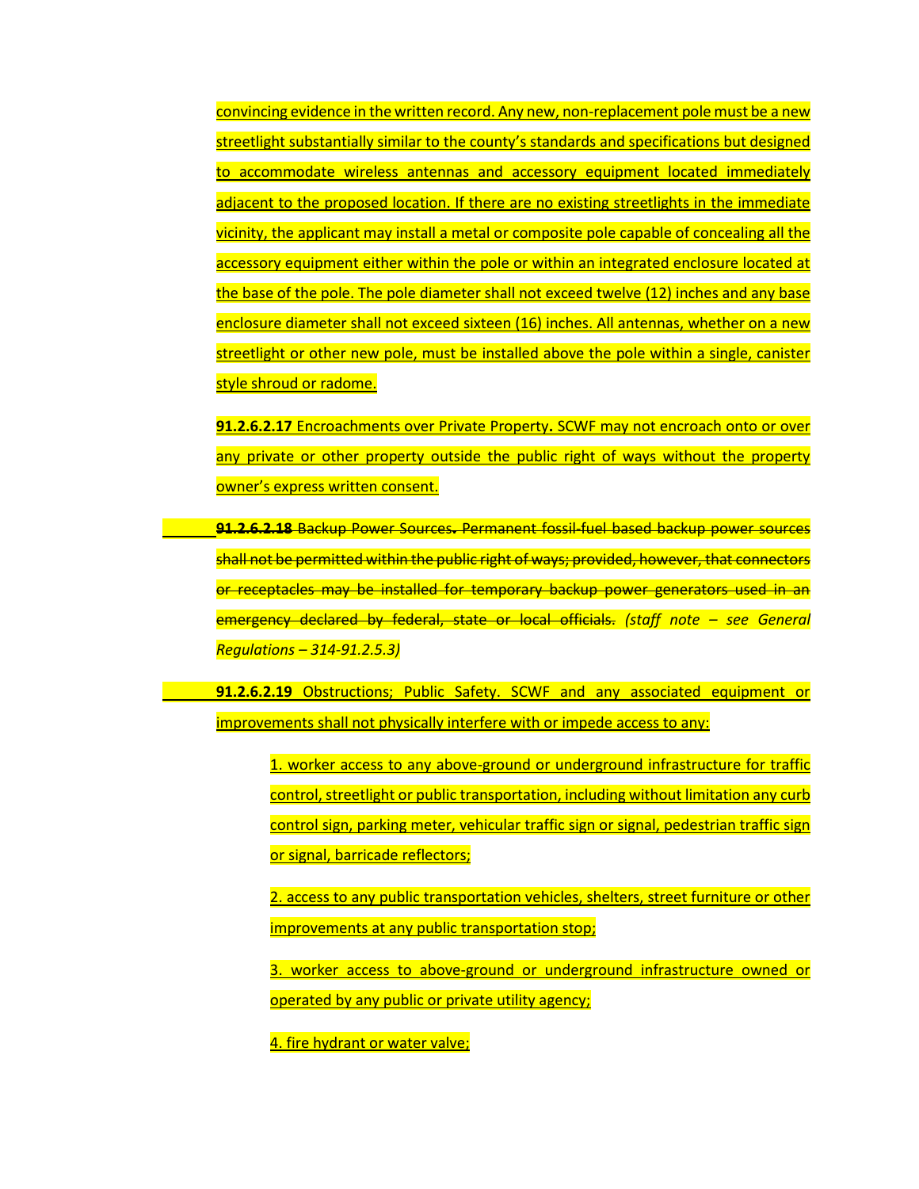convincing evidence in the written record. Any new, non-replacement pole must be a new streetlight substantially similar to the county's standards and specifications but designed to accommodate wireless antennas and accessory equipment located immediately adjacent to the proposed location. If there are no existing streetlights in the immediate vicinity, the applicant may install a metal or composite pole capable of concealing all the accessory equipment either within the pole or within an integrated enclosure located at the base of the pole. The pole diameter shall not exceed twelve (12) inches and any base enclosure diameter shall not exceed sixteen (16) inches. All antennas, whether on a new streetlight or other new pole, must be installed above the pole within a single, canister style shroud or radome.

**91.2.6.2.17** Encroachments over Private Property**.** SCWF may not encroach onto or over any private or other property outside the public right of ways without the property owner's express written consent.

~~**91.2.6.2.18** Backup Power Sources. Permanent fossil-fuel based backup power sources shall not be permitted within the public right of ways; provided, however, that connectors or receptacles may be installed for temporary backup power generators used in an emergency declared by federal, state or local officials.~~ *(staff note – see General Regulations – 314-91.2.5.3)*

**91.2.6.2.19** Obstructions; Public Safety. SCWF and any associated equipment or improvements shall not physically interfere with or impede access to any:

1. worker access to any above-ground or underground infrastructure for traffic control, streetlight or public transportation, including without limitation any curb control sign, parking meter, vehicular traffic sign or signal, pedestrian traffic sign or signal, barricade reflectors;

2. access to any public transportation vehicles, shelters, street furniture or other improvements at any public transportation stop;

3. worker access to above-ground or underground infrastructure owned or operated by any public or private utility agency;

4. fire hydrant or water valve;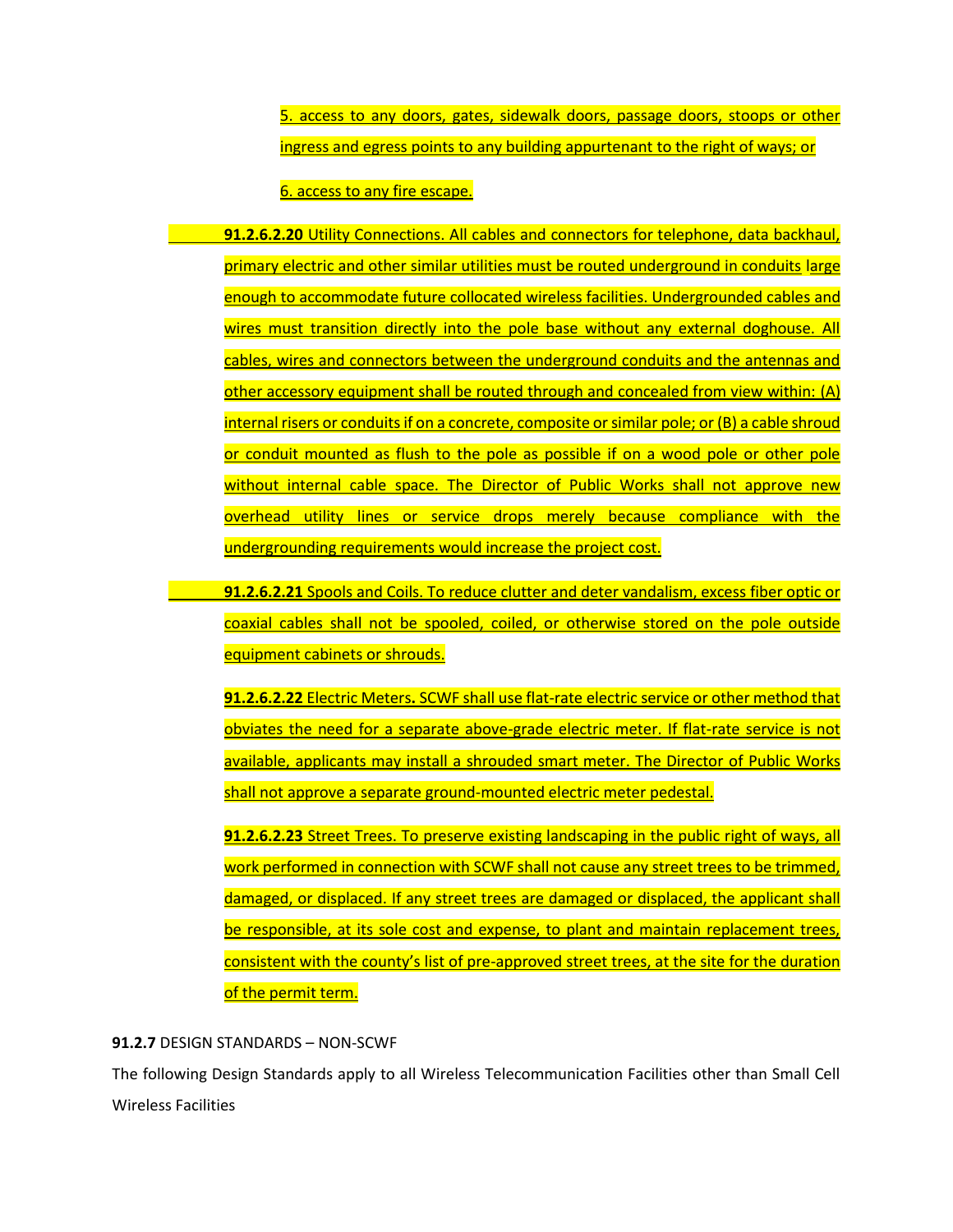5. access to any doors, gates, sidewalk doors, passage doors, stoops or other ingress and egress points to any building appurtenant to the right of ways; or

6. access to any fire escape.

**91.2.6.2.20** Utility Connections. All cables and connectors for telephone, data backhaul, primary electric and other similar utilities must be routed underground in conduits large enough to accommodate future collocated wireless facilities. Undergrounded cables and wires must transition directly into the pole base without any external doghouse. All cables, wires and connectors between the underground conduits and the antennas and other accessory equipment shall be routed through and concealed from view within: (A) internal risers or conduits if on a concrete, composite or similar pole; or (B) a cable shroud or conduit mounted as flush to the pole as possible if on a wood pole or other pole without internal cable space. The Director of Public Works shall not approve new overhead utility lines or service drops merely because compliance with the undergrounding requirements would increase the project cost.

**91.2.6.2.21** Spools and Coils. To reduce clutter and deter vandalism, excess fiber optic or coaxial cables shall not be spooled, coiled, or otherwise stored on the pole outside equipment cabinets or shrouds.

**91.2.6.2.22** Electric Meters**.** SCWF shall use flat-rate electric service or other method that obviates the need for a separate above-grade electric meter. If flat-rate service is not available, applicants may install a shrouded smart meter. The Director of Public Works shall not approve a separate ground-mounted electric meter pedestal.

**91.2.6.2.23** Street Trees. To preserve existing landscaping in the public right of ways, all work performed in connection with SCWF shall not cause any street trees to be trimmed, damaged, or displaced. If any street trees are damaged or displaced, the applicant shall be responsible, at its sole cost and expense, to plant and maintain replacement trees, consistent with the county's list of pre-approved street trees, at the site for the duration of the permit term.

**91.2.7** DESIGN STANDARDS – NON-SCWF

The following Design Standards apply to all Wireless Telecommunication Facilities other than Small Cell Wireless Facilities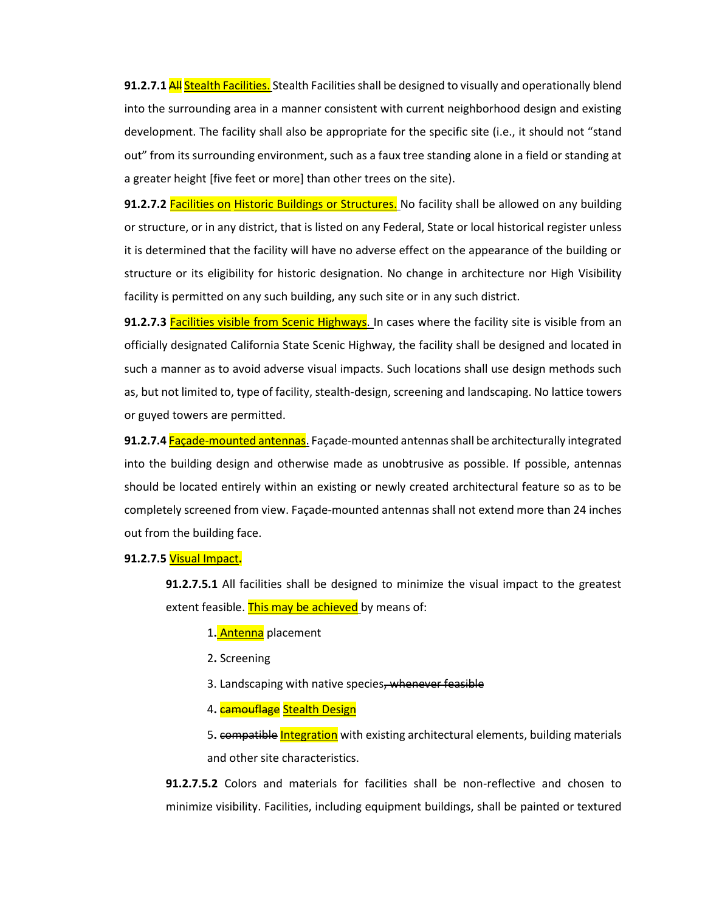**91.2.7.1** ~~All~~ Stealth Facilities. Stealth Facilities shall be designed to visually and operationally blend into the surrounding area in a manner consistent with current neighborhood design and existing development. The facility shall also be appropriate for the specific site (i.e., it should not "stand out" from its surrounding environment, such as a faux tree standing alone in a field or standing at a greater height [five feet or more] than other trees on the site).

**91.2.7.2** Facilities on Historic Buildings or Structures. No facility shall be allowed on any building or structure, or in any district, that is listed on any Federal, State or local historical register unless it is determined that the facility will have no adverse effect on the appearance of the building or structure or its eligibility for historic designation. No change in architecture nor High Visibility facility is permitted on any such building, any such site or in any such district.

**91.2.7.3** Facilities visible from Scenic Highways. In cases where the facility site is visible from an officially designated California State Scenic Highway, the facility shall be designed and located in such a manner as to avoid adverse visual impacts. Such locations shall use design methods such as, but not limited to, type of facility, stealth-design, screening and landscaping. No lattice towers or guyed towers are permitted.

**91.2.7.4** Façade-mounted antennas. Façade-mounted antennas shall be architecturally integrated into the building design and otherwise made as unobtrusive as possible. If possible, antennas should be located entirely within an existing or newly created architectural feature so as to be completely screened from view. Façade-mounted antennas shall not extend more than 24 inches out from the building face.

**91.2.7.5** Visual Impact**.**

**91.2.7.5.1** All facilities shall be designed to minimize the visual impact to the greatest extent feasible. This may be achieved by means of:

1. Antenna placement
2. Screening
3. Landscaping with native species~~, whenever feasible~~
4. ~~camouflage~~ Stealth Design
5. ~~compatible~~ Integration with existing architectural elements, building materials and other site characteristics.

**91.2.7.5.2** Colors and materials for facilities shall be non-reflective and chosen to minimize visibility. Facilities, including equipment buildings, shall be painted or textured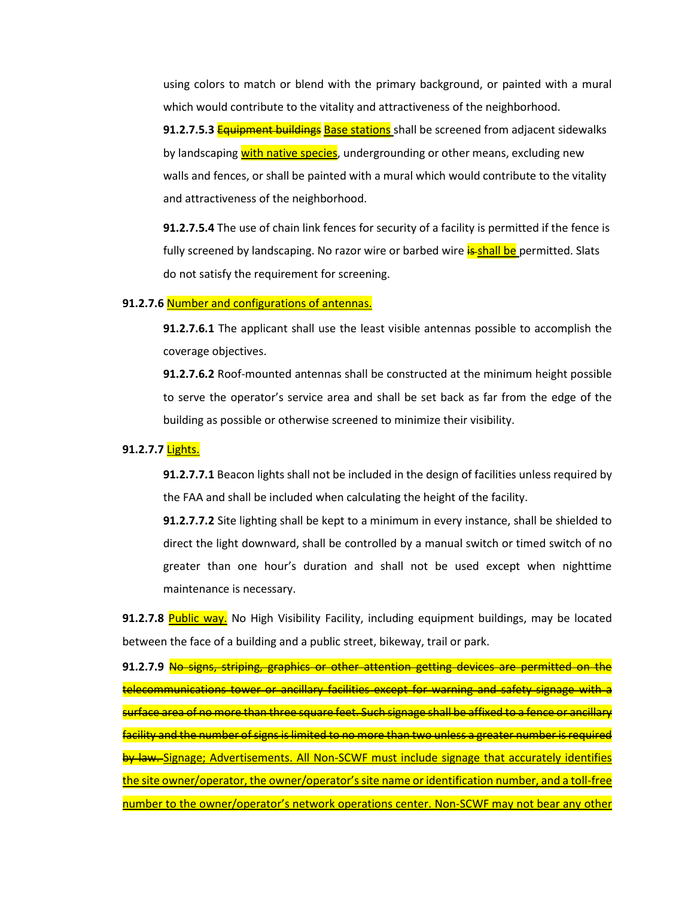using colors to match or blend with the primary background, or painted with a mural which would contribute to the vitality and attractiveness of the neighborhood.

**91.2.7.5.3** ~~Equipment buildings~~ <u>Base stations</u> shall be screened from adjacent sidewalks by landscaping <u>with native species</u>, undergrounding or other means, excluding new walls and fences, or shall be painted with a mural which would contribute to the vitality and attractiveness of the neighborhood.

**91.2.7.5.4** The use of chain link fences for security of a facility is permitted if the fence is fully screened by landscaping. No razor wire or barbed wire ~~is~~ <u>shall be</u> permitted. Slats do not satisfy the requirement for screening.

**91.2.7.6** <u>Number and configurations of antennas.</u>

**91.2.7.6.1** The applicant shall use the least visible antennas possible to accomplish the coverage objectives.

**91.2.7.6.2** Roof-mounted antennas shall be constructed at the minimum height possible to serve the operator's service area and shall be set back as far from the edge of the building as possible or otherwise screened to minimize their visibility.

**91.2.7.7** <u>Lights.</u>

**91.2.7.7.1** Beacon lights shall not be included in the design of facilities unless required by the FAA and shall be included when calculating the height of the facility.

**91.2.7.7.2** Site lighting shall be kept to a minimum in every instance, shall be shielded to direct the light downward, shall be controlled by a manual switch or timed switch of no greater than one hour's duration and shall not be used except when nighttime maintenance is necessary.

**91.2.7.8** <u>Public way.</u> No High Visibility Facility, including equipment buildings, may be located between the face of a building and a public street, bikeway, trail or park.

**91.2.7.9** ~~No signs, striping, graphics or other attention getting devices are permitted on the telecommunications tower or ancillary facilities except for warning and safety signage with a surface area of no more than three square feet. Such signage shall be affixed to a fence or ancillary facility and the number of signs is limited to no more than two unless a greater number is required by law.~~ <u>Signage; Advertisements. All Non-SCWF must include signage that accurately identifies the site owner/operator, the owner/operator's site name or identification number, and a toll-free number to the owner/operator's network operations center. Non-SCWF may not bear any other</u>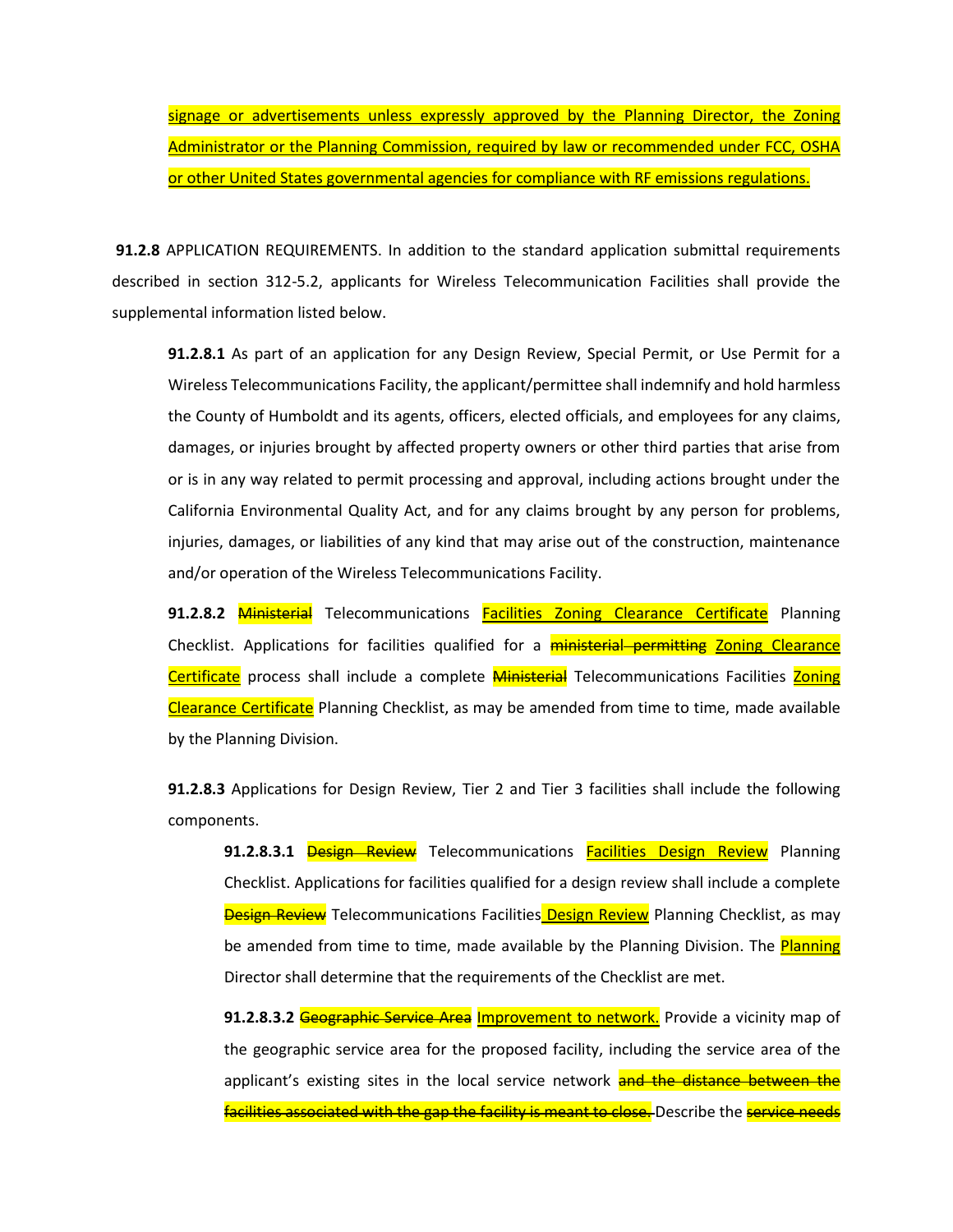signage or advertisements unless expressly approved by the Planning Director, the Zoning Administrator or the Planning Commission, required by law or recommended under FCC, OSHA or other United States governmental agencies for compliance with RF emissions regulations.

**91.2.8** APPLICATION REQUIREMENTS. In addition to the standard application submittal requirements described in section 312-5.2, applicants for Wireless Telecommunication Facilities shall provide the supplemental information listed below.

**91.2.8.1** As part of an application for any Design Review, Special Permit, or Use Permit for a Wireless Telecommunications Facility, the applicant/permittee shall indemnify and hold harmless the County of Humboldt and its agents, officers, elected officials, and employees for any claims, damages, or injuries brought by affected property owners or other third parties that arise from or is in any way related to permit processing and approval, including actions brought under the California Environmental Quality Act, and for any claims brought by any person for problems, injuries, damages, or liabilities of any kind that may arise out of the construction, maintenance and/or operation of the Wireless Telecommunications Facility.

**91.2.8.2** ~~Ministerial~~ Telecommunications Facilities Zoning Clearance Certificate Planning Checklist. Applications for facilities qualified for a ~~ministerial permitting~~ Zoning Clearance Certificate process shall include a complete ~~Ministerial~~ Telecommunications Facilities Zoning Clearance Certificate Planning Checklist, as may be amended from time to time, made available by the Planning Division.

**91.2.8.3** Applications for Design Review, Tier 2 and Tier 3 facilities shall include the following components.

**91.2.8.3.1** ~~Design Review~~ Telecommunications Facilities Design Review Planning Checklist. Applications for facilities qualified for a design review shall include a complete ~~Design Review~~ Telecommunications Facilities Design Review Planning Checklist, as may be amended from time to time, made available by the Planning Division. The Planning Director shall determine that the requirements of the Checklist are met.

**91.2.8.3.2** ~~Geographic Service Area~~ Improvement to network. Provide a vicinity map of the geographic service area for the proposed facility, including the service area of the applicant's existing sites in the local service network ~~and the distance between the facilities associated with the gap the facility is meant to close.~~ Describe the ~~service needs~~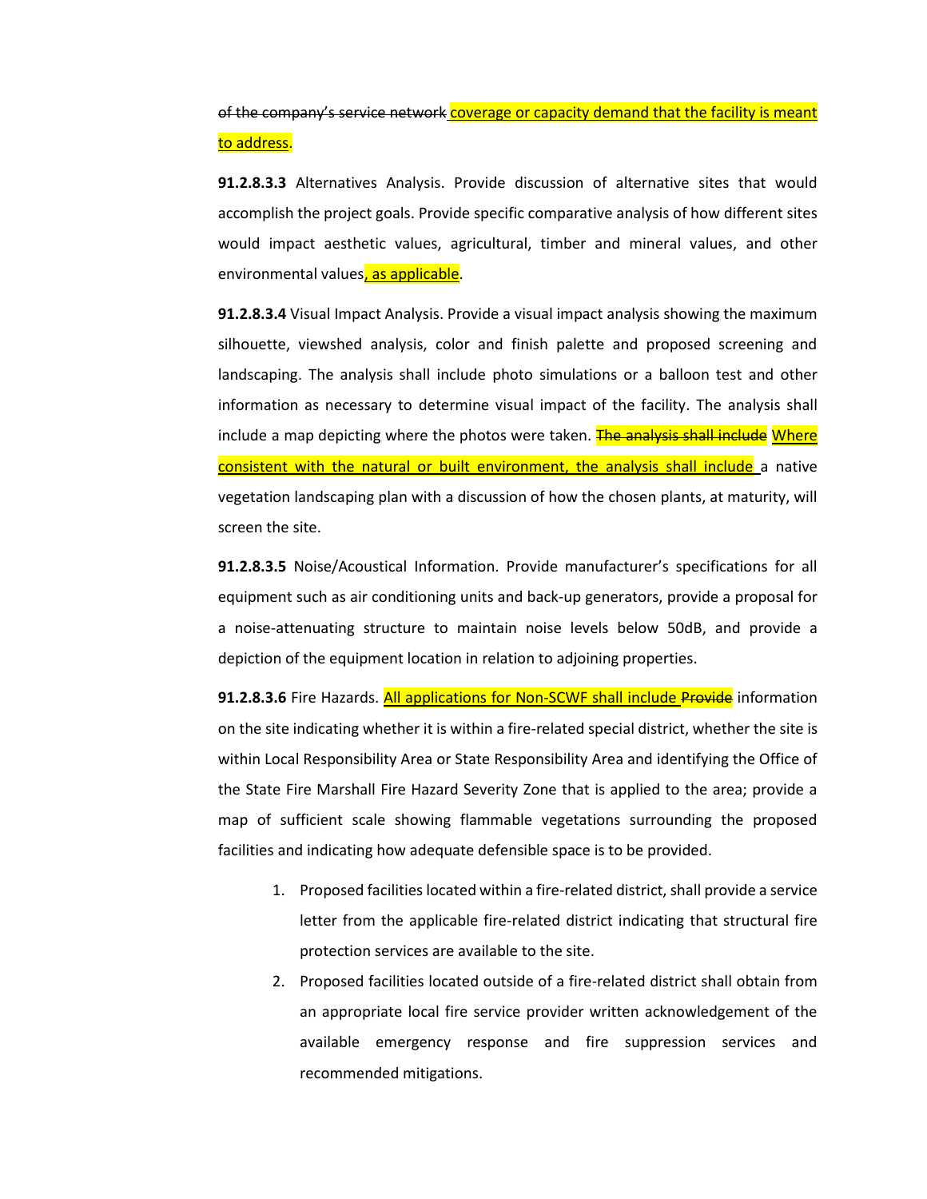~~of the company's service network~~ <u>coverage or capacity demand that the facility is meant to address</u>.

**91.2.8.3.3** Alternatives Analysis. Provide discussion of alternative sites that would accomplish the project goals. Provide specific comparative analysis of how different sites would impact aesthetic values, agricultural, timber and mineral values, and other environmental values<u>, as applicable</u>.

**91.2.8.3.4** Visual Impact Analysis. Provide a visual impact analysis showing the maximum silhouette, viewshed analysis, color and finish palette and proposed screening and landscaping. The analysis shall include photo simulations or a balloon test and other information as necessary to determine visual impact of the facility. The analysis shall include a map depicting where the photos were taken. ~~The analysis shall include~~ <u>Where consistent with the natural or built environment, the analysis shall include</u> a native vegetation landscaping plan with a discussion of how the chosen plants, at maturity, will screen the site.

**91.2.8.3.5** Noise/Acoustical Information. Provide manufacturer's specifications for all equipment such as air conditioning units and back-up generators, provide a proposal for a noise-attenuating structure to maintain noise levels below 50dB, and provide a depiction of the equipment location in relation to adjoining properties.

**91.2.8.3.6** Fire Hazards. <u>All applications for Non-SCWF shall include</u> ~~Provide~~ information on the site indicating whether it is within a fire-related special district, whether the site is within Local Responsibility Area or State Responsibility Area and identifying the Office of the State Fire Marshall Fire Hazard Severity Zone that is applied to the area; provide a map of sufficient scale showing flammable vegetations surrounding the proposed facilities and indicating how adequate defensible space is to be provided.

1. Proposed facilities located within a fire-related district, shall provide a service letter from the applicable fire-related district indicating that structural fire protection services are available to the site.
2. Proposed facilities located outside of a fire-related district shall obtain from an appropriate local fire service provider written acknowledgement of the available emergency response and fire suppression services and recommended mitigations.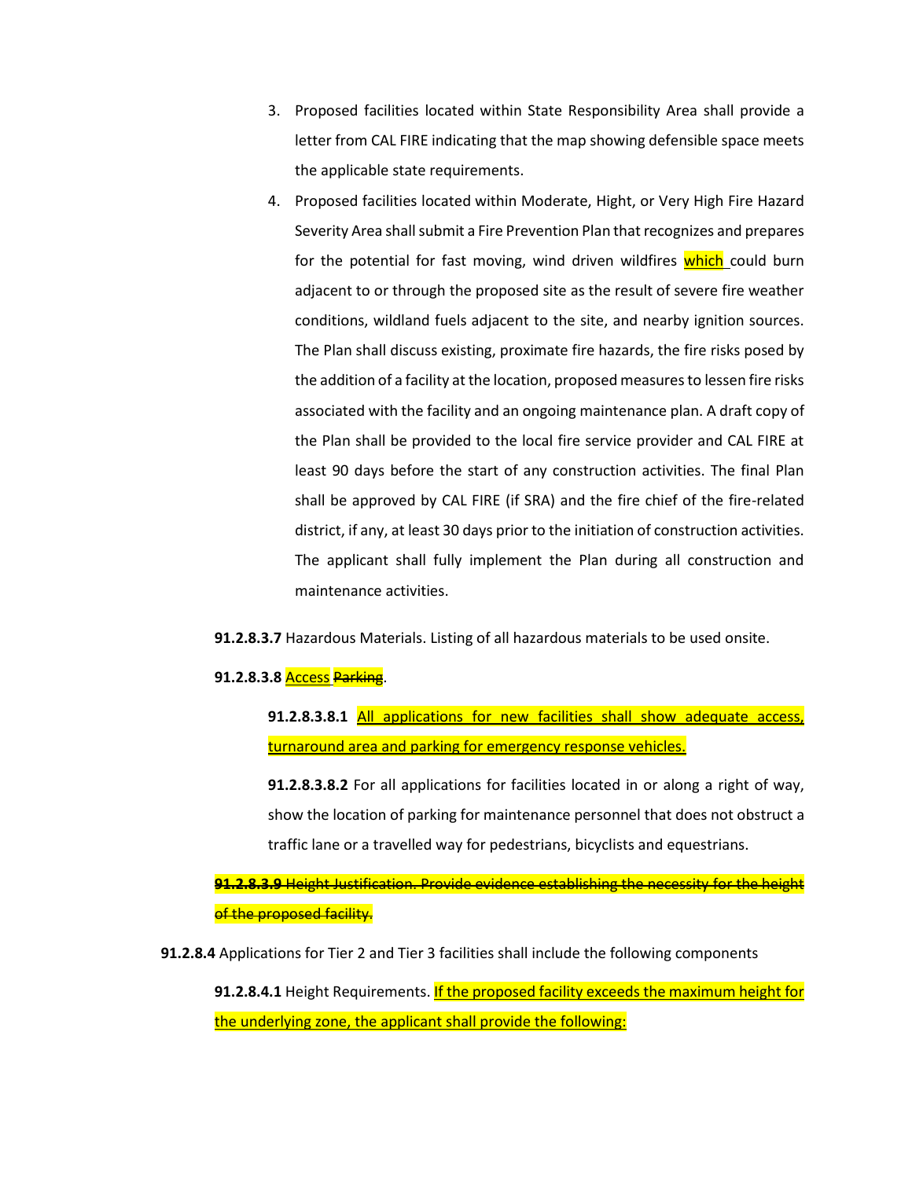3. Proposed facilities located within State Responsibility Area shall provide a letter from CAL FIRE indicating that the map showing defensible space meets the applicable state requirements.
4. Proposed facilities located within Moderate, Hight, or Very High Fire Hazard Severity Area shall submit a Fire Prevention Plan that recognizes and prepares for the potential for fast moving, wind driven wildfires <u>which</u> could burn adjacent to or through the proposed site as the result of severe fire weather conditions, wildland fuels adjacent to the site, and nearby ignition sources. The Plan shall discuss existing, proximate fire hazards, the fire risks posed by the addition of a facility at the location, proposed measures to lessen fire risks associated with the facility and an ongoing maintenance plan. A draft copy of the Plan shall be provided to the local fire service provider and CAL FIRE at least 90 days before the start of any construction activities. The final Plan shall be approved by CAL FIRE (if SRA) and the fire chief of the fire-related district, if any, at least 30 days prior to the initiation of construction activities. The applicant shall fully implement the Plan during all construction and maintenance activities.

**91.2.8.3.7** Hazardous Materials. Listing of all hazardous materials to be used onsite.

**91.2.8.3.8** <u>Access</u> ~~Parking~~.

**91.2.8.3.8.1** <u>All applications for new facilities shall show adequate access, turnaround area and parking for emergency response vehicles.</u>

**91.2.8.3.8.2** For all applications for facilities located in or along a right of way, show the location of parking for maintenance personnel that does not obstruct a traffic lane or a travelled way for pedestrians, bicyclists and equestrians.

~~**91.2.8.3.9** Height Justification. Provide evidence establishing the necessity for the height of the proposed facility.~~

**91.2.8.4** Applications for Tier 2 and Tier 3 facilities shall include the following components

**91.2.8.4.1** Height Requirements. <u>If the proposed facility exceeds the maximum height for the underlying zone, the applicant shall provide the following:</u>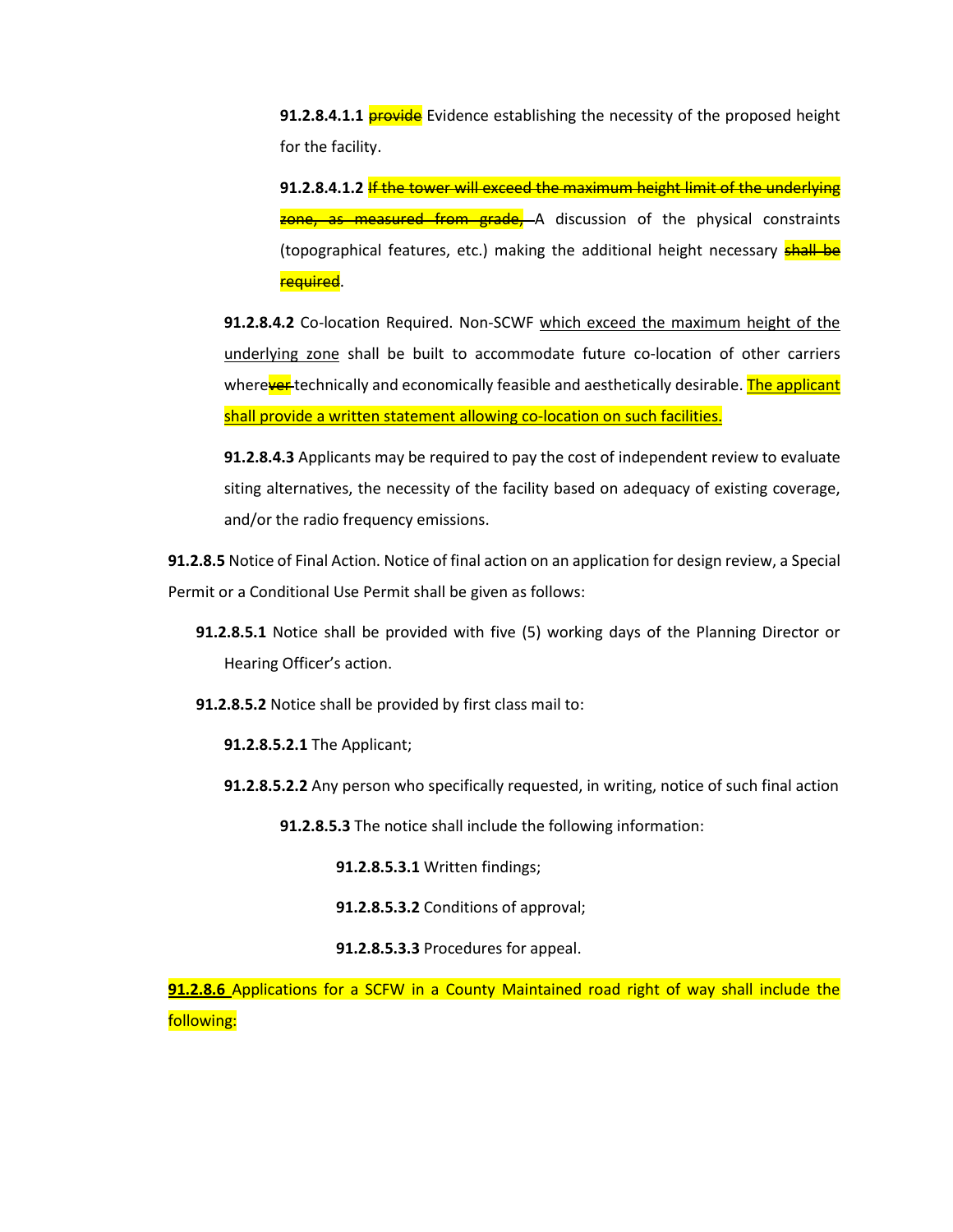**91.2.8.4.1.1** ~~provide~~ Evidence establishing the necessity of the proposed height for the facility.

**91.2.8.4.1.2** ~~If the tower will exceed the maximum height limit of the underlying zone, as measured from grade,~~ A discussion of the physical constraints (topographical features, etc.) making the additional height necessary ~~shall be required~~.

**91.2.8.4.2** Co-location Required. Non-SCWF which exceed the maximum height of the underlying zone shall be built to accommodate future co-location of other carriers where~~ver~~ technically and economically feasible and aesthetically desirable. The applicant shall provide a written statement allowing co-location on such facilities.

**91.2.8.4.3** Applicants may be required to pay the cost of independent review to evaluate siting alternatives, the necessity of the facility based on adequacy of existing coverage, and/or the radio frequency emissions.

**91.2.8.5** Notice of Final Action. Notice of final action on an application for design review, a Special Permit or a Conditional Use Permit shall be given as follows:

**91.2.8.5.1** Notice shall be provided with five (5) working days of the Planning Director or Hearing Officer's action.

**91.2.8.5.2** Notice shall be provided by first class mail to:

**91.2.8.5.2.1** The Applicant;

**91.2.8.5.2.2** Any person who specifically requested, in writing, notice of such final action

**91.2.8.5.3** The notice shall include the following information:

**91.2.8.5.3.1** Written findings;

**91.2.8.5.3.2** Conditions of approval;

**91.2.8.5.3.3** Procedures for appeal.

**91.2.8.6** Applications for a SCFW in a County Maintained road right of way shall include the following: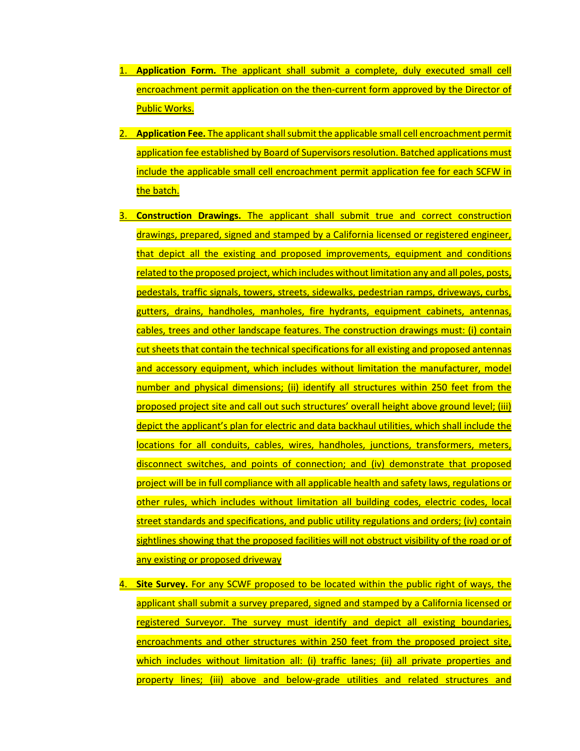1. **Application Form.** The applicant shall submit a complete, duly executed small cell encroachment permit application on the then-current form approved by the Director of Public Works.

2. **Application Fee.** The applicant shall submit the applicable small cell encroachment permit application fee established by Board of Supervisors resolution. Batched applications must include the applicable small cell encroachment permit application fee for each SCFW in the batch.

3. **Construction Drawings.** The applicant shall submit true and correct construction drawings, prepared, signed and stamped by a California licensed or registered engineer, that depict all the existing and proposed improvements, equipment and conditions related to the proposed project, which includes without limitation any and all poles, posts, pedestals, traffic signals, towers, streets, sidewalks, pedestrian ramps, driveways, curbs, gutters, drains, handholes, manholes, fire hydrants, equipment cabinets, antennas, cables, trees and other landscape features. The construction drawings must: (i) contain cut sheets that contain the technical specifications for all existing and proposed antennas and accessory equipment, which includes without limitation the manufacturer, model number and physical dimensions; (ii) identify all structures within 250 feet from the proposed project site and call out such structures' overall height above ground level; (iii) depict the applicant's plan for electric and data backhaul utilities, which shall include the locations for all conduits, cables, wires, handholes, junctions, transformers, meters, disconnect switches, and points of connection; and (iv) demonstrate that proposed project will be in full compliance with all applicable health and safety laws, regulations or other rules, which includes without limitation all building codes, electric codes, local street standards and specifications, and public utility regulations and orders; (iv) contain sightlines showing that the proposed facilities will not obstruct visibility of the road or of any existing or proposed driveway

4. **Site Survey.** For any SCWF proposed to be located within the public right of ways, the applicant shall submit a survey prepared, signed and stamped by a California licensed or registered Surveyor. The survey must identify and depict all existing boundaries, encroachments and other structures within 250 feet from the proposed project site, which includes without limitation all: (i) traffic lanes; (ii) all private properties and property lines; (iii) above and below-grade utilities and related structures and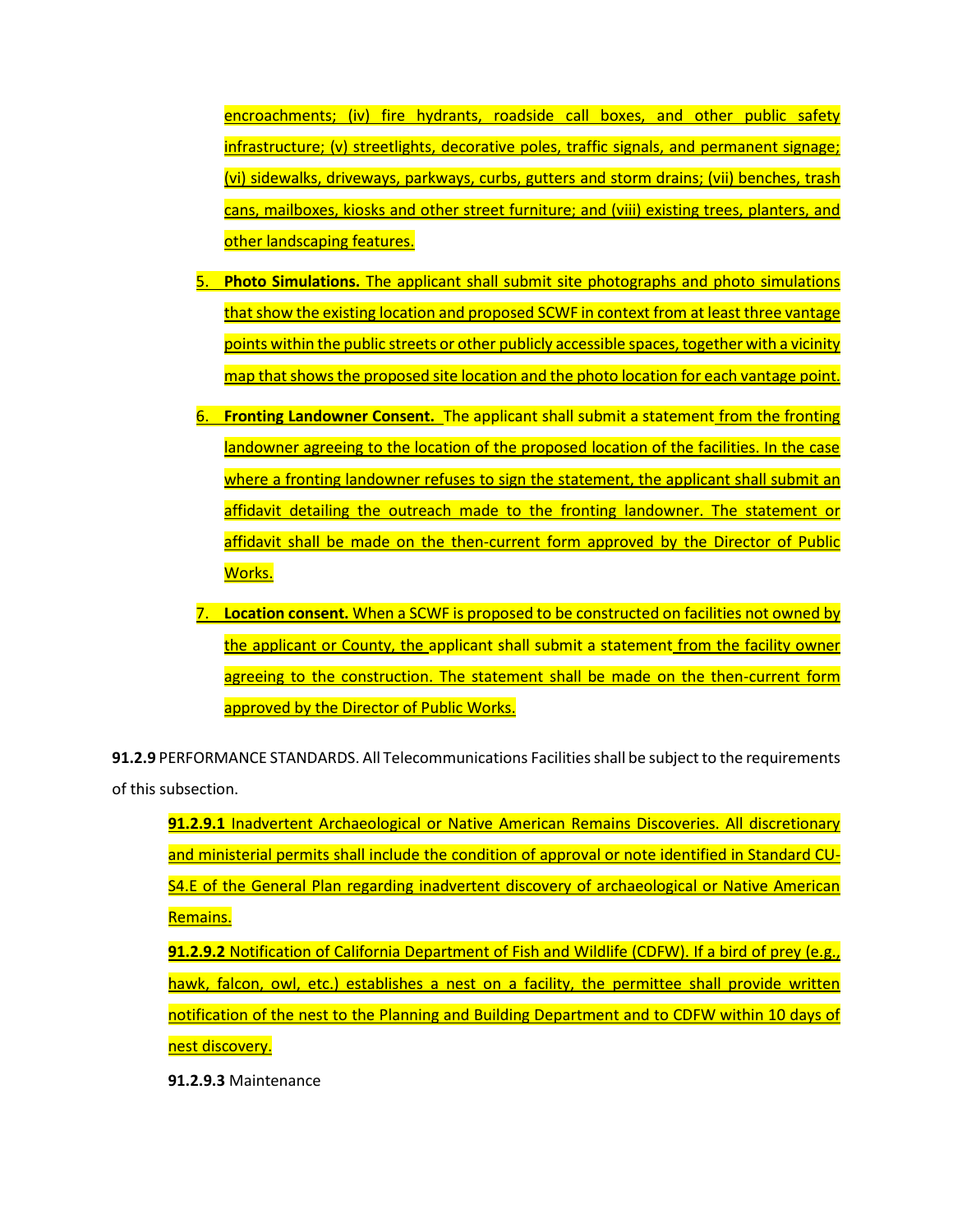encroachments; (iv) fire hydrants, roadside call boxes, and other public safety infrastructure; (v) streetlights, decorative poles, traffic signals, and permanent signage; (vi) sidewalks, driveways, parkways, curbs, gutters and storm drains; (vii) benches, trash cans, mailboxes, kiosks and other street furniture; and (viii) existing trees, planters, and other landscaping features.

5. **Photo Simulations.** The applicant shall submit site photographs and photo simulations that show the existing location and proposed SCWF in context from at least three vantage points within the public streets or other publicly accessible spaces, together with a vicinity map that shows the proposed site location and the photo location for each vantage point.

6. **Fronting Landowner Consent.** The applicant shall submit a statement from the fronting landowner agreeing to the location of the proposed location of the facilities. In the case where a fronting landowner refuses to sign the statement, the applicant shall submit an affidavit detailing the outreach made to the fronting landowner. The statement or affidavit shall be made on the then-current form approved by the Director of Public Works.

7. **Location consent.** When a SCWF is proposed to be constructed on facilities not owned by the applicant or County, the applicant shall submit a statement from the facility owner agreeing to the construction. The statement shall be made on the then-current form approved by the Director of Public Works.

**91.2.9** PERFORMANCE STANDARDS. All Telecommunications Facilities shall be subject to the requirements of this subsection.

**91.2.9.1** Inadvertent Archaeological or Native American Remains Discoveries. All discretionary and ministerial permits shall include the condition of approval or note identified in Standard CU-S4.E of the General Plan regarding inadvertent discovery of archaeological or Native American Remains.

**91.2.9.2** Notification of California Department of Fish and Wildlife (CDFW). If a bird of prey (e.g., hawk, falcon, owl, etc.) establishes a nest on a facility, the permittee shall provide written notification of the nest to the Planning and Building Department and to CDFW within 10 days of nest discovery.

**91.2.9.3** Maintenance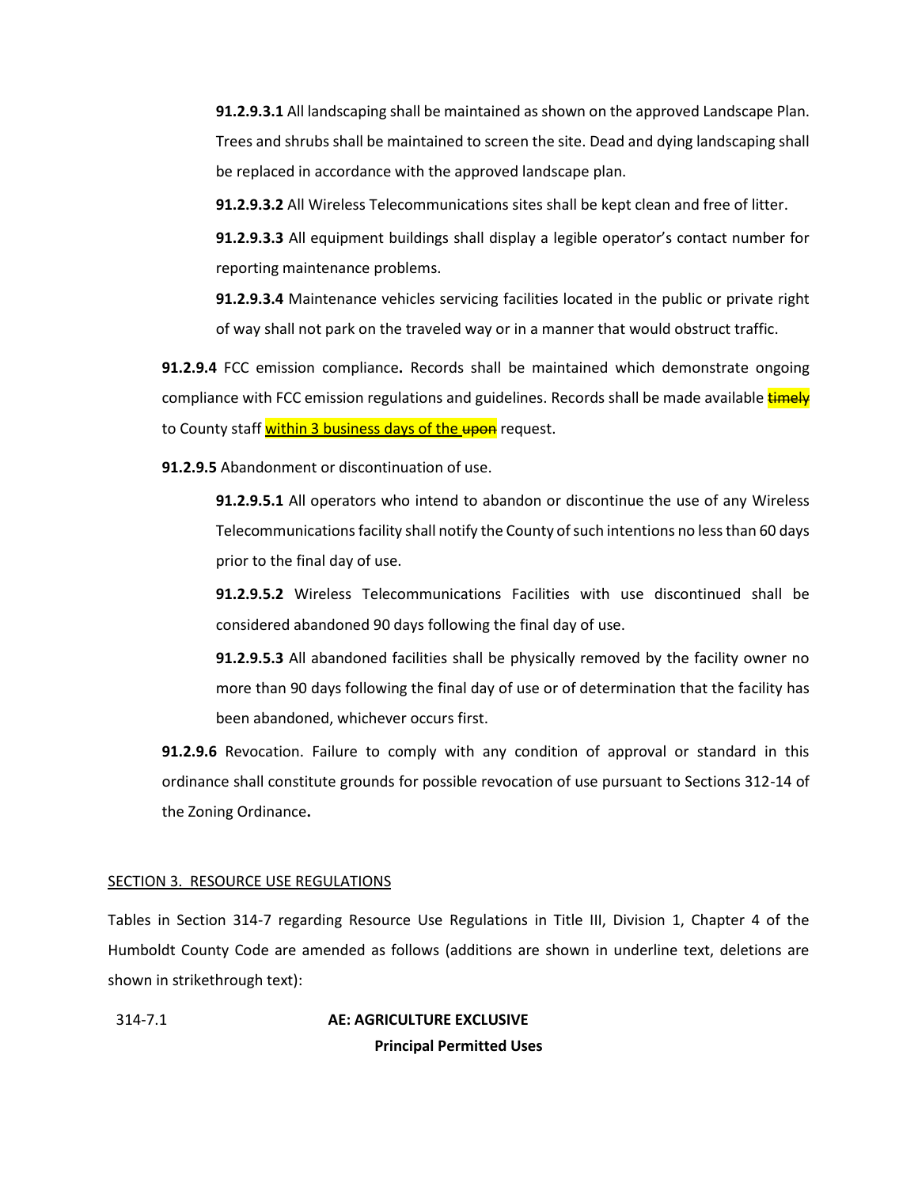**91.2.9.3.1** All landscaping shall be maintained as shown on the approved Landscape Plan. Trees and shrubs shall be maintained to screen the site. Dead and dying landscaping shall be replaced in accordance with the approved landscape plan.

**91.2.9.3.2** All Wireless Telecommunications sites shall be kept clean and free of litter.

**91.2.9.3.3** All equipment buildings shall display a legible operator's contact number for reporting maintenance problems.

**91.2.9.3.4** Maintenance vehicles servicing facilities located in the public or private right of way shall not park on the traveled way or in a manner that would obstruct traffic.

**91.2.9.4** FCC emission compliance**.** Records shall be maintained which demonstrate ongoing compliance with FCC emission regulations and guidelines. Records shall be made available ~~timely~~ to County staff <u>within 3 business days of the</u> ~~upon~~ request.

**91.2.9.5** Abandonment or discontinuation of use.

**91.2.9.5.1** All operators who intend to abandon or discontinue the use of any Wireless Telecommunications facility shall notify the County of such intentions no less than 60 days prior to the final day of use.

**91.2.9.5.2** Wireless Telecommunications Facilities with use discontinued shall be considered abandoned 90 days following the final day of use.

**91.2.9.5.3** All abandoned facilities shall be physically removed by the facility owner no more than 90 days following the final day of use or of determination that the facility has been abandoned, whichever occurs first.

**91.2.9.6** Revocation. Failure to comply with any condition of approval or standard in this ordinance shall constitute grounds for possible revocation of use pursuant to Sections 312-14 of the Zoning Ordinance**.**

<u>SECTION 3. RESOURCE USE REGULATIONS</u>

Tables in Section 314-7 regarding Resource Use Regulations in Title III, Division 1, Chapter 4 of the Humboldt County Code are amended as follows (additions are shown in underline text, deletions are shown in strikethrough text):

314-7.1 **AE: AGRICULTURE EXCLUSIVE**

**Principal Permitted Uses**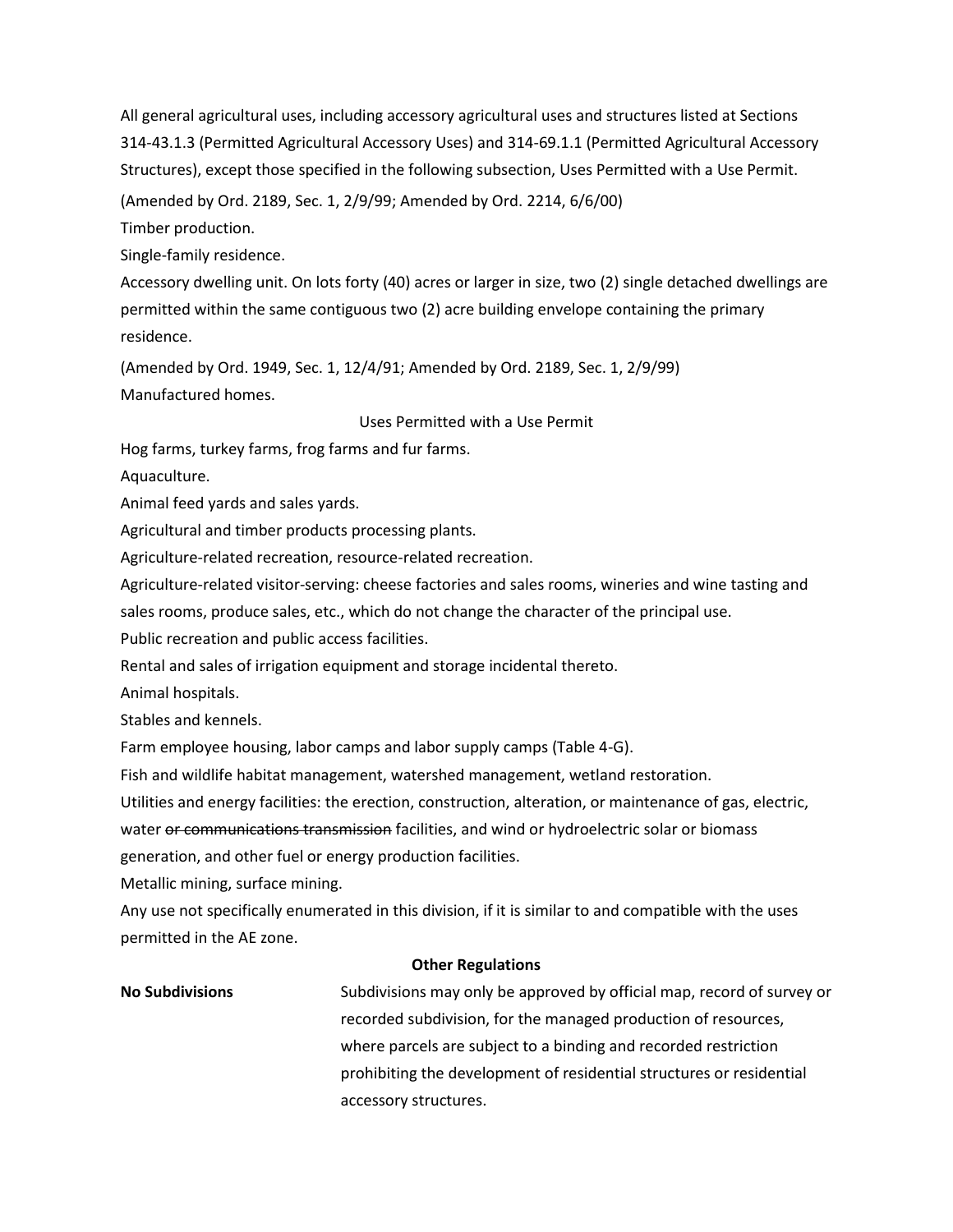All general agricultural uses, including accessory agricultural uses and structures listed at Sections 314-43.1.3 (Permitted Agricultural Accessory Uses) and 314-69.1.1 (Permitted Agricultural Accessory Structures), except those specified in the following subsection, Uses Permitted with a Use Permit.

(Amended by Ord. 2189, Sec. 1, 2/9/99; Amended by Ord. 2214, 6/6/00)

Timber production.

Single-family residence.

Accessory dwelling unit. On lots forty (40) acres or larger in size, two (2) single detached dwellings are permitted within the same contiguous two (2) acre building envelope containing the primary residence.

(Amended by Ord. 1949, Sec. 1, 12/4/91; Amended by Ord. 2189, Sec. 1, 2/9/99)

Manufactured homes.

Uses Permitted with a Use Permit

Hog farms, turkey farms, frog farms and fur farms.

Aquaculture.

Animal feed yards and sales yards.

Agricultural and timber products processing plants.

Agriculture-related recreation, resource-related recreation.

Agriculture-related visitor-serving: cheese factories and sales rooms, wineries and wine tasting and sales rooms, produce sales, etc., which do not change the character of the principal use.

Public recreation and public access facilities.

Rental and sales of irrigation equipment and storage incidental thereto.

Animal hospitals.

Stables and kennels.

Farm employee housing, labor camps and labor supply camps (Table 4-G).

Fish and wildlife habitat management, watershed management, wetland restoration.

Utilities and energy facilities: the erection, construction, alteration, or maintenance of gas, electric, water ~~or communications transmission~~ facilities, and wind or hydroelectric solar or biomass generation, and other fuel or energy production facilities.

Metallic mining, surface mining.

Any use not specifically enumerated in this division, if it is similar to and compatible with the uses permitted in the AE zone.

**Other Regulations**

| | |
|---|---|
| **No Subdivisions** | Subdivisions may only be approved by official map, record of survey or recorded subdivision, for the managed production of resources, where parcels are subject to a binding and recorded restriction prohibiting the development of residential structures or residential accessory structures. |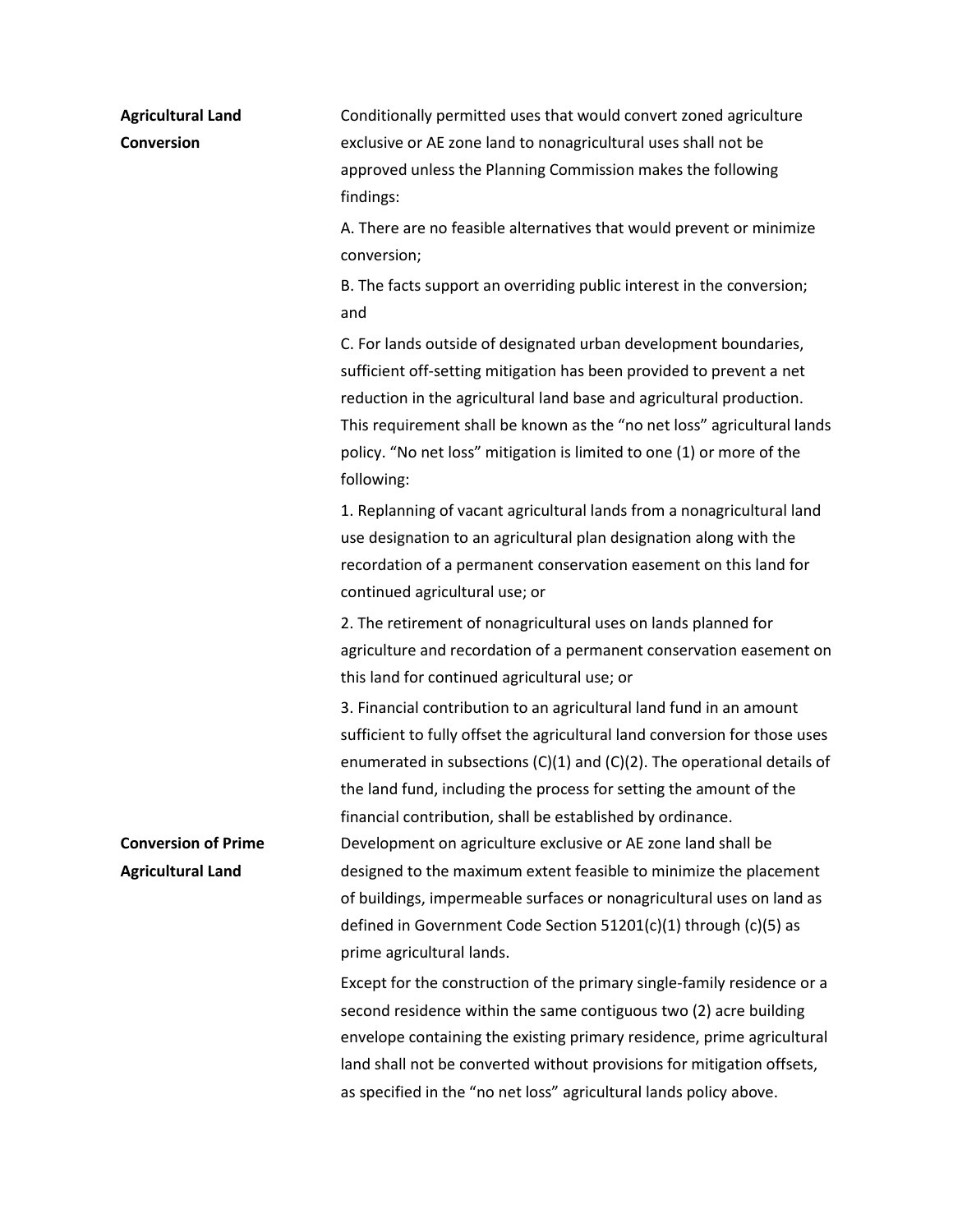**Agricultural Land Conversion**

Conditionally permitted uses that would convert zoned agriculture exclusive or AE zone land to nonagricultural uses shall not be approved unless the Planning Commission makes the following findings:

A. There are no feasible alternatives that would prevent or minimize conversion;

B. The facts support an overriding public interest in the conversion; and

C. For lands outside of designated urban development boundaries, sufficient off-setting mitigation has been provided to prevent a net reduction in the agricultural land base and agricultural production. This requirement shall be known as the "no net loss" agricultural lands policy. "No net loss" mitigation is limited to one (1) or more of the following:

1. Replanning of vacant agricultural lands from a nonagricultural land use designation to an agricultural plan designation along with the recordation of a permanent conservation easement on this land for continued agricultural use; or

2. The retirement of nonagricultural uses on lands planned for agriculture and recordation of a permanent conservation easement on this land for continued agricultural use; or

3. Financial contribution to an agricultural land fund in an amount sufficient to fully offset the agricultural land conversion for those uses enumerated in subsections (C)(1) and (C)(2). The operational details of the land fund, including the process for setting the amount of the financial contribution, shall be established by ordinance.

**Conversion of Prime Agricultural Land**

Development on agriculture exclusive or AE zone land shall be designed to the maximum extent feasible to minimize the placement of buildings, impermeable surfaces or nonagricultural uses on land as defined in Government Code Section 51201(c)(1) through (c)(5) as prime agricultural lands.

Except for the construction of the primary single-family residence or a second residence within the same contiguous two (2) acre building envelope containing the existing primary residence, prime agricultural land shall not be converted without provisions for mitigation offsets, as specified in the "no net loss" agricultural lands policy above.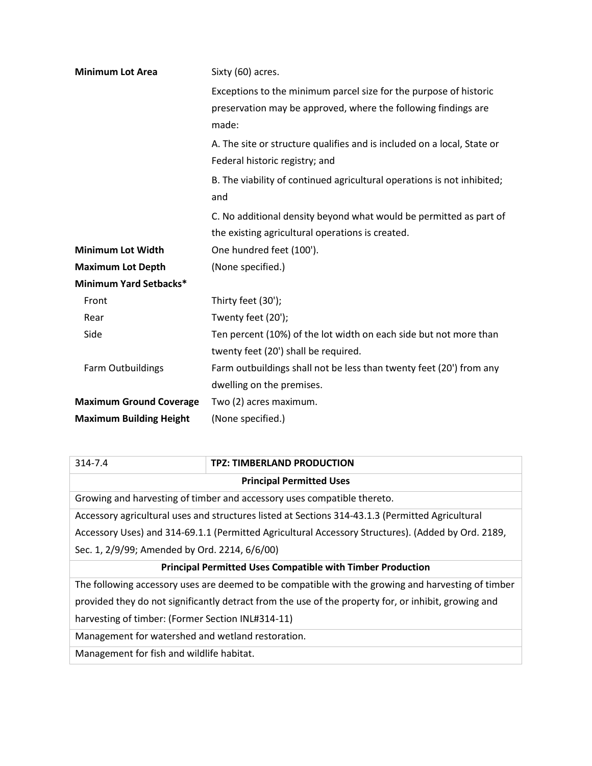| | |
|---|---|
| **Minimum Lot Area** | Sixty (60) acres.<br><br>Exceptions to the minimum parcel size for the purpose of historic preservation may be approved, where the following findings are made:<br><br>A. The site or structure qualifies and is included on a local, State or Federal historic registry; and<br><br>B. The viability of continued agricultural operations is not inhibited; and<br><br>C. No additional density beyond what would be permitted as part of the existing agricultural operations is created. |
| **Minimum Lot Width** | One hundred feet (100'). |
| **Maximum Lot Depth** | (None specified.) |
| **Minimum Yard Setbacks*** | |
| Front | Thirty feet (30'); |
| Rear | Twenty feet (20'); |
| Side | Ten percent (10%) of the lot width on each side but not more than twenty feet (20') shall be required. |
| Farm Outbuildings | Farm outbuildings shall not be less than twenty feet (20') from any dwelling on the premises. |
| **Maximum Ground Coverage** | Two (2) acres maximum. |
| **Maximum Building Height** | (None specified.) |

| 314-7.4 | **TPZ: TIMBERLAND PRODUCTION** |
|---|---|
| **Principal Permitted Uses** | |
| Growing and harvesting of timber and accessory uses compatible thereto. | |
| Accessory agricultural uses and structures listed at Sections 314-43.1.3 (Permitted Agricultural Accessory Uses) and 314-69.1.1 (Permitted Agricultural Accessory Structures). (Added by Ord. 2189, Sec. 1, 2/9/99; Amended by Ord. 2214, 6/6/00) | |
| **Principal Permitted Uses Compatible with Timber Production** | |
| The following accessory uses are deemed to be compatible with the growing and harvesting of timber provided they do not significantly detract from the use of the property for, or inhibit, growing and harvesting of timber: (Former Section INL#314-11) | |
| Management for watershed and wetland restoration. | |
| Management for fish and wildlife habitat. | |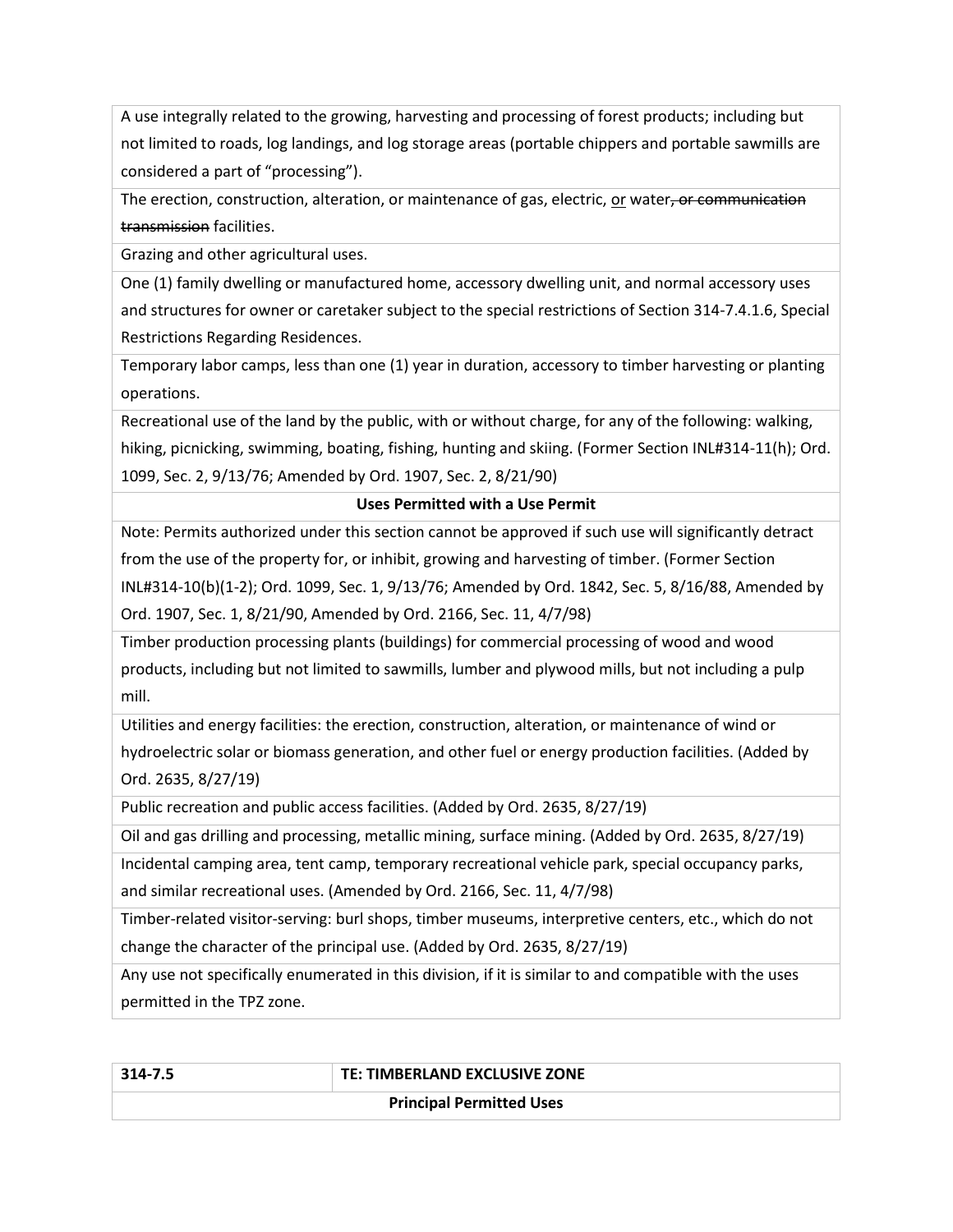| A use integrally related to the growing, harvesting and processing of forest products; including but not limited to roads, log landings, and log storage areas (portable chippers and portable sawmills are considered a part of "processing"). |
|---|
| The erection, construction, alteration, or maintenance of gas, electric, <u>or</u> water~~, or communication transmission~~ facilities. |
| Grazing and other agricultural uses. |
| One (1) family dwelling or manufactured home, accessory dwelling unit, and normal accessory uses and structures for owner or caretaker subject to the special restrictions of Section 314-7.4.1.6, Special Restrictions Regarding Residences. |
| Temporary labor camps, less than one (1) year in duration, accessory to timber harvesting or planting operations. |
| Recreational use of the land by the public, with or without charge, for any of the following: walking, hiking, picnicking, swimming, boating, fishing, hunting and skiing. (Former Section INL#314-11(h); Ord. 1099, Sec. 2, 9/13/76; Amended by Ord. 1907, Sec. 2, 8/21/90) |
| **Uses Permitted with a Use Permit** |
| Note: Permits authorized under this section cannot be approved if such use will significantly detract from the use of the property for, or inhibit, growing and harvesting of timber. (Former Section INL#314-10(b)(1-2); Ord. 1099, Sec. 1, 9/13/76; Amended by Ord. 1842, Sec. 5, 8/16/88, Amended by Ord. 1907, Sec. 1, 8/21/90, Amended by Ord. 2166, Sec. 11, 4/7/98) |
| Timber production processing plants (buildings) for commercial processing of wood and wood products, including but not limited to sawmills, lumber and plywood mills, but not including a pulp mill. |
| Utilities and energy facilities: the erection, construction, alteration, or maintenance of wind or hydroelectric solar or biomass generation, and other fuel or energy production facilities. (Added by Ord. 2635, 8/27/19) |
| Public recreation and public access facilities. (Added by Ord. 2635, 8/27/19) |
| Oil and gas drilling and processing, metallic mining, surface mining. (Added by Ord. 2635, 8/27/19) |
| Incidental camping area, tent camp, temporary recreational vehicle park, special occupancy parks, and similar recreational uses. (Amended by Ord. 2166, Sec. 11, 4/7/98) |
| Timber-related visitor-serving: burl shops, timber museums, interpretive centers, etc., which do not change the character of the principal use. (Added by Ord. 2635, 8/27/19) |
| Any use not specifically enumerated in this division, if it is similar to and compatible with the uses permitted in the TPZ zone. |

| 314-7.5 | TE: TIMBERLAND EXCLUSIVE ZONE |
|---|---|
| **Principal Permitted Uses** | |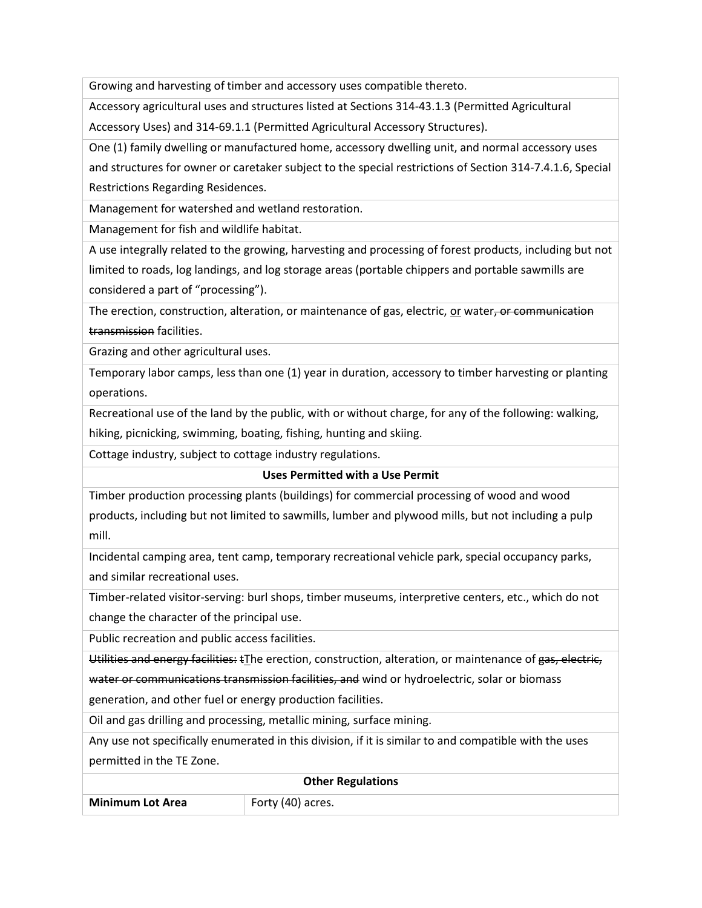| | |
|---|---|
| Growing and harvesting of timber and accessory uses compatible thereto. | |
| Accessory agricultural uses and structures listed at Sections 314-43.1.3 (Permitted Agricultural Accessory Uses) and 314-69.1.1 (Permitted Agricultural Accessory Structures). | |
| One (1) family dwelling or manufactured home, accessory dwelling unit, and normal accessory uses and structures for owner or caretaker subject to the special restrictions of Section 314-7.4.1.6, Special Restrictions Regarding Residences. | |
| Management for watershed and wetland restoration. | |
| Management for fish and wildlife habitat. | |
| A use integrally related to the growing, harvesting and processing of forest products, including but not limited to roads, log landings, and log storage areas (portable chippers and portable sawmills are considered a part of "processing"). | |
| The erection, construction, alteration, or maintenance of gas, electric, <u>or</u> water~~, or communication transmission~~ facilities. | |
| Grazing and other agricultural uses. | |
| Temporary labor camps, less than one (1) year in duration, accessory to timber harvesting or planting operations. | |
| Recreational use of the land by the public, with or without charge, for any of the following: walking, hiking, picnicking, swimming, boating, fishing, hunting and skiing. | |
| Cottage industry, subject to cottage industry regulations. | |
| **Uses Permitted with a Use Permit** | |
| Timber production processing plants (buildings) for commercial processing of wood and wood products, including but not limited to sawmills, lumber and plywood mills, but not including a pulp mill. | |
| Incidental camping area, tent camp, temporary recreational vehicle park, special occupancy parks, and similar recreational uses. | |
| Timber-related visitor-serving: burl shops, timber museums, interpretive centers, etc., which do not change the character of the principal use. | |
| Public recreation and public access facilities. | |
| ~~Utilities and energy facilities: t~~<u>T</u>he erection, construction, alteration, or maintenance of ~~gas, electric, water or communications transmission facilities, and~~ wind or hydroelectric, solar or biomass generation, and other fuel or energy production facilities. | |
| Oil and gas drilling and processing, metallic mining, surface mining. | |
| Any use not specifically enumerated in this division, if it is similar to and compatible with the uses permitted in the TE Zone. | |
| **Other Regulations** | |
| **Minimum Lot Area** | Forty (40) acres. |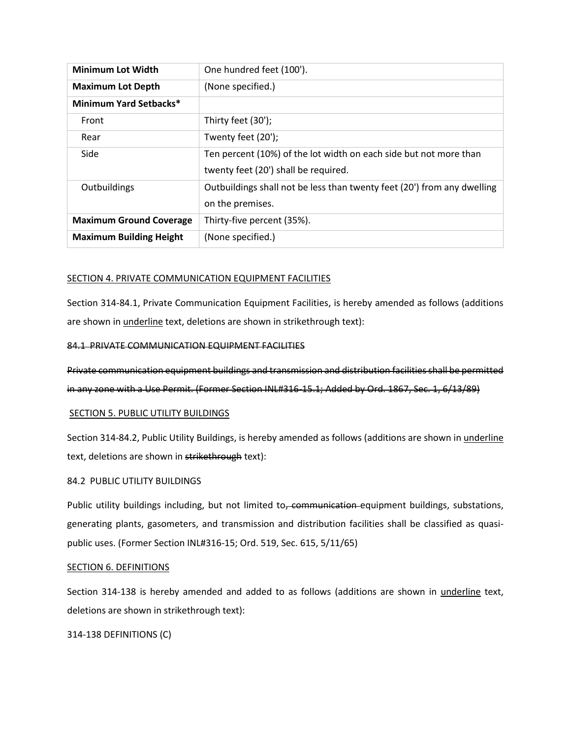| Minimum Lot Width | One hundred feet (100'). |
|---|---|
| **Maximum Lot Depth** | (None specified.) |
| **Minimum Yard Setbacks*** | |
| Front | Thirty feet (30'); |
| Rear | Twenty feet (20'); |
| Side | Ten percent (10%) of the lot width on each side but not more than twenty feet (20') shall be required. |
| Outbuildings | Outbuildings shall not be less than twenty feet (20') from any dwelling on the premises. |
| **Maximum Ground Coverage** | Thirty-five percent (35%). |
| **Maximum Building Height** | (None specified.) |

<u>SECTION 4. PRIVATE COMMUNICATION EQUIPMENT FACILITIES</u>

Section 314-84.1, Private Communication Equipment Facilities, is hereby amended as follows (additions are shown in <u>underline</u> text, deletions are shown in strikethrough text):

~~84.1 PRIVATE COMMUNICATION EQUIPMENT FACILITIES~~

~~Private communication equipment buildings and transmission and distribution facilities shall be permitted in any zone with a Use Permit. (Former Section INL#316-15.1; Added by Ord. 1867, Sec. 1, 6/13/89)~~

<u>SECTION 5. PUBLIC UTILITY BUILDINGS</u>

Section 314-84.2, Public Utility Buildings, is hereby amended as follows (additions are shown in <u>underline</u> text, deletions are shown in ~~strikethrough~~ text):

84.2 PUBLIC UTILITY BUILDINGS

Public utility buildings including, but not limited to~~, communication~~ equipment buildings, substations, generating plants, gasometers, and transmission and distribution facilities shall be classified as quasi-public uses. (Former Section INL#316-15; Ord. 519, Sec. 615, 5/11/65)

<u>SECTION 6. DEFINITIONS</u>

Section 314-138 is hereby amended and added to as follows (additions are shown in <u>underline</u> text, deletions are shown in strikethrough text):

314-138 DEFINITIONS (C)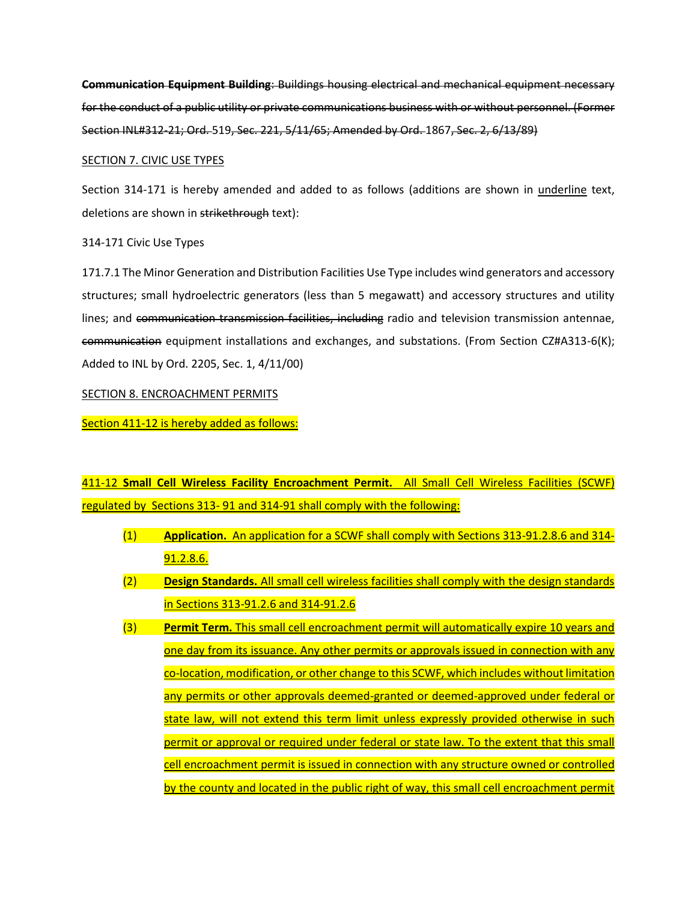~~**Communication Equipment Building**: Buildings housing electrical and mechanical equipment necessary for the conduct of a public utility or private communications business with or without personnel. (Former Section INL#312-21; Ord.~~ 519~~, Sec. 221, 5/11/65; Amended by Ord.~~ 1867~~, Sec. 2, 6/13/89)~~

<u>SECTION 7. CIVIC USE TYPES</u>

Section 314-171 is hereby amended and added to as follows (additions are shown in <u>underline</u> text, deletions are shown in ~~strikethrough~~ text):

314-171 Civic Use Types

171.7.1 The Minor Generation and Distribution Facilities Use Type includes wind generators and accessory structures; small hydroelectric generators (less than 5 megawatt) and accessory structures and utility lines; and ~~communication transmission facilities, including~~ radio and television transmission antennae, ~~communication~~ equipment installations and exchanges, and substations. (From Section CZ#A313-6(K); Added to INL by Ord. 2205, Sec. 1, 4/11/00)

<u>SECTION 8. ENCROACHMENT PERMITS</u>

<u>Section 411-12 is hereby added as follows:</u>

<u>411-12 **Small Cell Wireless Facility Encroachment Permit.** All Small Cell Wireless Facilities (SCWF) regulated by Sections 313- 91 and 314-91 shall comply with the following:</u>

<u>(1) **Application.** An application for a SCWF shall comply with Sections 313-91.2.8.6 and 314-91.2.8.6.</u>

<u>(2) **Design Standards.** All small cell wireless facilities shall comply with the design standards in Sections 313-91.2.6 and 314-91.2.6</u>

<u>(3) **Permit Term.** This small cell encroachment permit will automatically expire 10 years and one day from its issuance. Any other permits or approvals issued in connection with any co-location, modification, or other change to this SCWF, which includes without limitation any permits or other approvals deemed-granted or deemed-approved under federal or state law, will not extend this term limit unless expressly provided otherwise in such permit or approval or required under federal or state law. To the extent that this small cell encroachment permit is issued in connection with any structure owned or controlled by the county and located in the public right of way, this small cell encroachment permit</u>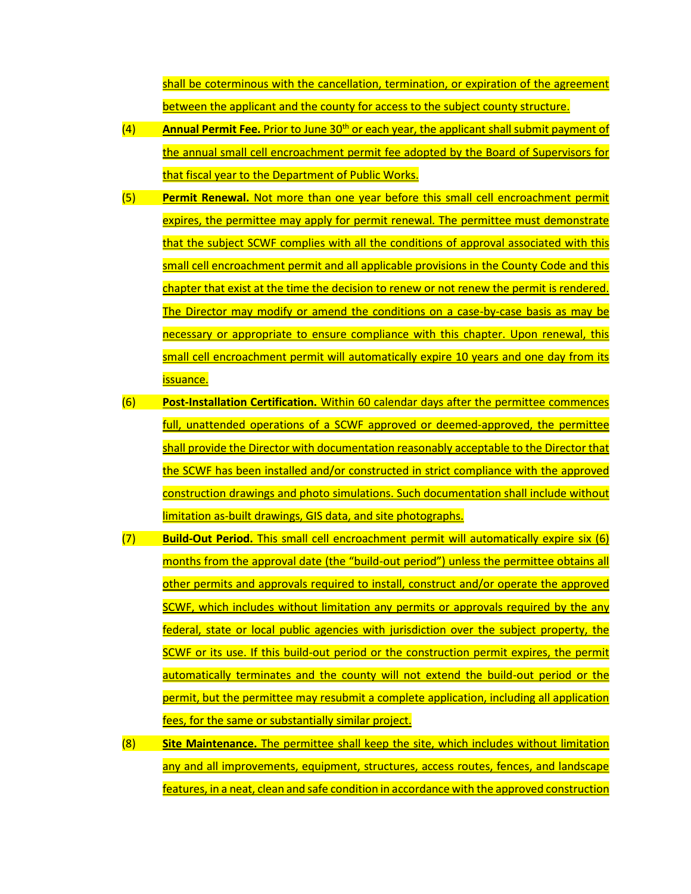shall be coterminous with the cancellation, termination, or expiration of the agreement between the applicant and the county for access to the subject county structure.

(4) **Annual Permit Fee.** Prior to June 30th or each year, the applicant shall submit payment of the annual small cell encroachment permit fee adopted by the Board of Supervisors for that fiscal year to the Department of Public Works.

(5) **Permit Renewal.** Not more than one year before this small cell encroachment permit expires, the permittee may apply for permit renewal. The permittee must demonstrate that the subject SCWF complies with all the conditions of approval associated with this small cell encroachment permit and all applicable provisions in the County Code and this chapter that exist at the time the decision to renew or not renew the permit is rendered. The Director may modify or amend the conditions on a case-by-case basis as may be necessary or appropriate to ensure compliance with this chapter. Upon renewal, this small cell encroachment permit will automatically expire 10 years and one day from its issuance.

(6) **Post-Installation Certification.** Within 60 calendar days after the permittee commences full, unattended operations of a SCWF approved or deemed-approved, the permittee shall provide the Director with documentation reasonably acceptable to the Director that the SCWF has been installed and/or constructed in strict compliance with the approved construction drawings and photo simulations. Such documentation shall include without limitation as-built drawings, GIS data, and site photographs.

(7) **Build-Out Period.** This small cell encroachment permit will automatically expire six (6) months from the approval date (the "build-out period") unless the permittee obtains all other permits and approvals required to install, construct and/or operate the approved SCWF, which includes without limitation any permits or approvals required by the any federal, state or local public agencies with jurisdiction over the subject property, the SCWF or its use. If this build-out period or the construction permit expires, the permit automatically terminates and the county will not extend the build-out period or the permit, but the permittee may resubmit a complete application, including all application fees, for the same or substantially similar project.

(8) **Site Maintenance.** The permittee shall keep the site, which includes without limitation any and all improvements, equipment, structures, access routes, fences, and landscape features, in a neat, clean and safe condition in accordance with the approved construction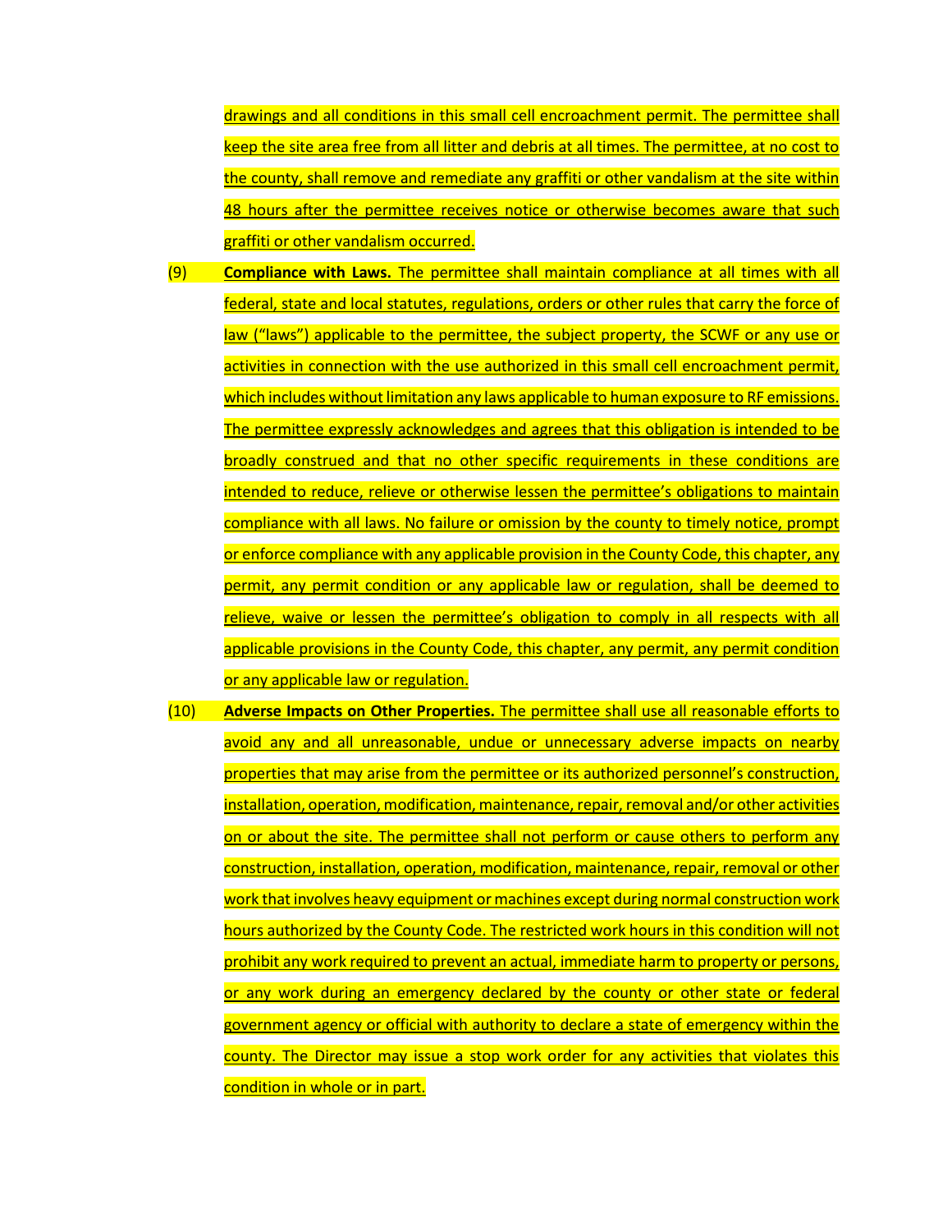drawings and all conditions in this small cell encroachment permit. The permittee shall keep the site area free from all litter and debris at all times. The permittee, at no cost to the county, shall remove and remediate any graffiti or other vandalism at the site within 48 hours after the permittee receives notice or otherwise becomes aware that such graffiti or other vandalism occurred.

(9) **Compliance with Laws.** The permittee shall maintain compliance at all times with all federal, state and local statutes, regulations, orders or other rules that carry the force of law ("laws") applicable to the permittee, the subject property, the SCWF or any use or activities in connection with the use authorized in this small cell encroachment permit, which includes without limitation any laws applicable to human exposure to RF emissions. The permittee expressly acknowledges and agrees that this obligation is intended to be broadly construed and that no other specific requirements in these conditions are intended to reduce, relieve or otherwise lessen the permittee's obligations to maintain compliance with all laws. No failure or omission by the county to timely notice, prompt or enforce compliance with any applicable provision in the County Code, this chapter, any permit, any permit condition or any applicable law or regulation, shall be deemed to relieve, waive or lessen the permittee's obligation to comply in all respects with all applicable provisions in the County Code, this chapter, any permit, any permit condition or any applicable law or regulation.

(10) **Adverse Impacts on Other Properties.** The permittee shall use all reasonable efforts to avoid any and all unreasonable, undue or unnecessary adverse impacts on nearby properties that may arise from the permittee or its authorized personnel's construction, installation, operation, modification, maintenance, repair, removal and/or other activities on or about the site. The permittee shall not perform or cause others to perform any construction, installation, operation, modification, maintenance, repair, removal or other work that involves heavy equipment or machines except during normal construction work hours authorized by the County Code. The restricted work hours in this condition will not prohibit any work required to prevent an actual, immediate harm to property or persons, or any work during an emergency declared by the county or other state or federal government agency or official with authority to declare a state of emergency within the county. The Director may issue a stop work order for any activities that violates this condition in whole or in part.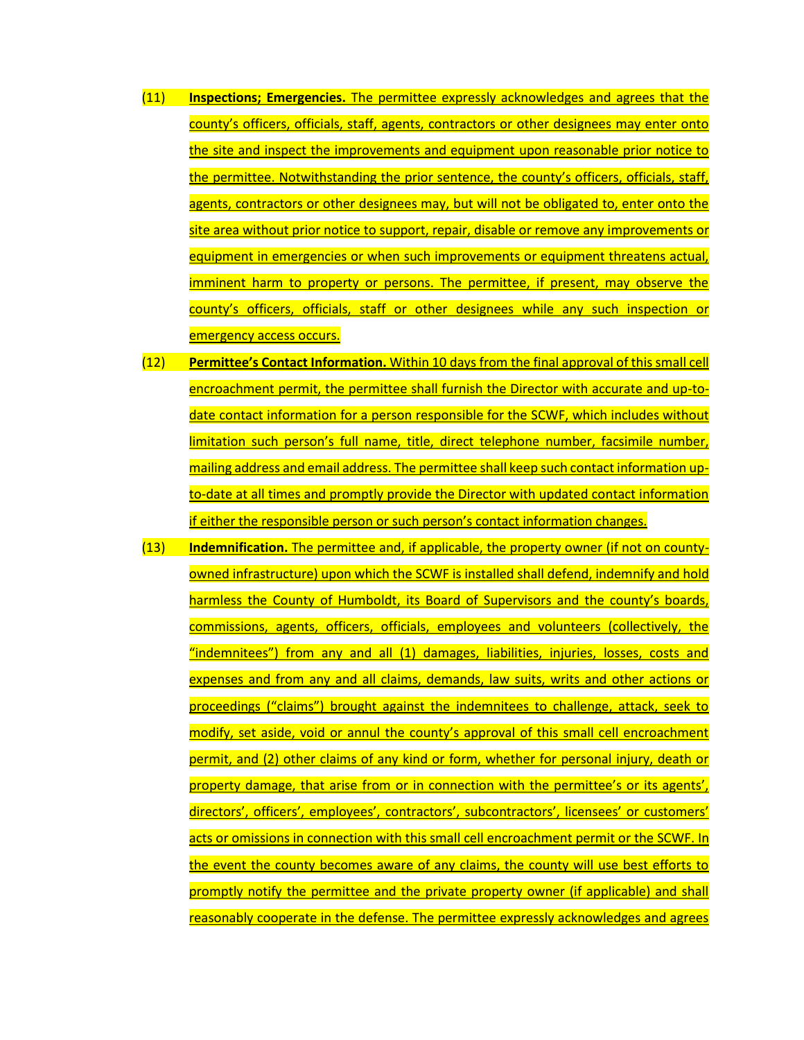(11) **Inspections; Emergencies.** The permittee expressly acknowledges and agrees that the county's officers, officials, staff, agents, contractors or other designees may enter onto the site and inspect the improvements and equipment upon reasonable prior notice to the permittee. Notwithstanding the prior sentence, the county's officers, officials, staff, agents, contractors or other designees may, but will not be obligated to, enter onto the site area without prior notice to support, repair, disable or remove any improvements or equipment in emergencies or when such improvements or equipment threatens actual, imminent harm to property or persons. The permittee, if present, may observe the county's officers, officials, staff or other designees while any such inspection or emergency access occurs.

(12) **Permittee's Contact Information.** Within 10 days from the final approval of this small cell encroachment permit, the permittee shall furnish the Director with accurate and up-to-date contact information for a person responsible for the SCWF, which includes without limitation such person's full name, title, direct telephone number, facsimile number, mailing address and email address. The permittee shall keep such contact information up-to-date at all times and promptly provide the Director with updated contact information if either the responsible person or such person's contact information changes.

(13) **Indemnification.** The permittee and, if applicable, the property owner (if not on county-owned infrastructure) upon which the SCWF is installed shall defend, indemnify and hold harmless the County of Humboldt, its Board of Supervisors and the county's boards, commissions, agents, officers, officials, employees and volunteers (collectively, the "indemnitees") from any and all (1) damages, liabilities, injuries, losses, costs and expenses and from any and all claims, demands, law suits, writs and other actions or proceedings ("claims") brought against the indemnitees to challenge, attack, seek to modify, set aside, void or annul the county's approval of this small cell encroachment permit, and (2) other claims of any kind or form, whether for personal injury, death or property damage, that arise from or in connection with the permittee's or its agents', directors', officers', employees', contractors', subcontractors', licensees' or customers' acts or omissions in connection with this small cell encroachment permit or the SCWF. In the event the county becomes aware of any claims, the county will use best efforts to promptly notify the permittee and the private property owner (if applicable) and shall reasonably cooperate in the defense. The permittee expressly acknowledges and agrees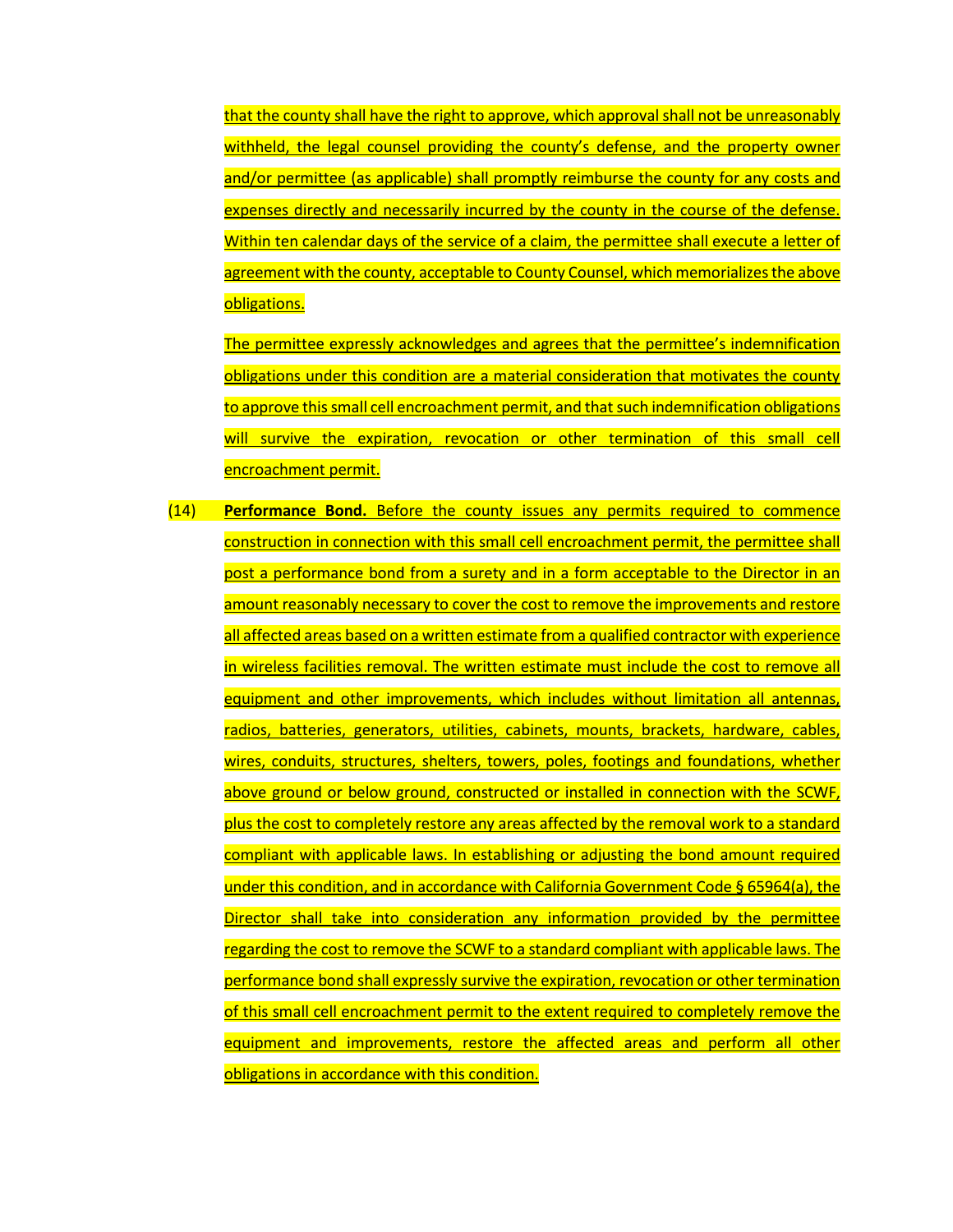that the county shall have the right to approve, which approval shall not be unreasonably withheld, the legal counsel providing the county's defense, and the property owner and/or permittee (as applicable) shall promptly reimburse the county for any costs and expenses directly and necessarily incurred by the county in the course of the defense. Within ten calendar days of the service of a claim, the permittee shall execute a letter of agreement with the county, acceptable to County Counsel, which memorializes the above obligations.

The permittee expressly acknowledges and agrees that the permittee's indemnification obligations under this condition are a material consideration that motivates the county to approve this small cell encroachment permit, and that such indemnification obligations will survive the expiration, revocation or other termination of this small cell encroachment permit.

(14) **Performance Bond.** Before the county issues any permits required to commence construction in connection with this small cell encroachment permit, the permittee shall post a performance bond from a surety and in a form acceptable to the Director in an amount reasonably necessary to cover the cost to remove the improvements and restore all affected areas based on a written estimate from a qualified contractor with experience in wireless facilities removal. The written estimate must include the cost to remove all equipment and other improvements, which includes without limitation all antennas, radios, batteries, generators, utilities, cabinets, mounts, brackets, hardware, cables, wires, conduits, structures, shelters, towers, poles, footings and foundations, whether above ground or below ground, constructed or installed in connection with the SCWF, plus the cost to completely restore any areas affected by the removal work to a standard compliant with applicable laws. In establishing or adjusting the bond amount required under this condition, and in accordance with California Government Code § 65964(a), the Director shall take into consideration any information provided by the permittee regarding the cost to remove the SCWF to a standard compliant with applicable laws. The performance bond shall expressly survive the expiration, revocation or other termination of this small cell encroachment permit to the extent required to completely remove the equipment and improvements, restore the affected areas and perform all other obligations in accordance with this condition.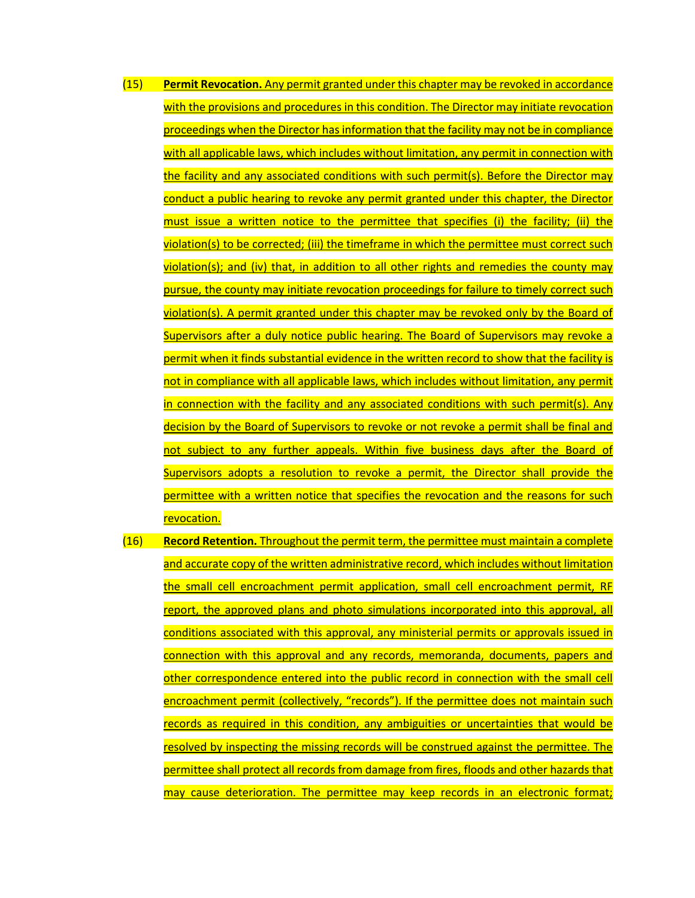(15) **Permit Revocation.** Any permit granted under this chapter may be revoked in accordance with the provisions and procedures in this condition. The Director may initiate revocation proceedings when the Director has information that the facility may not be in compliance with all applicable laws, which includes without limitation, any permit in connection with the facility and any associated conditions with such permit(s). Before the Director may conduct a public hearing to revoke any permit granted under this chapter, the Director must issue a written notice to the permittee that specifies (i) the facility; (ii) the violation(s) to be corrected; (iii) the timeframe in which the permittee must correct such violation(s); and (iv) that, in addition to all other rights and remedies the county may pursue, the county may initiate revocation proceedings for failure to timely correct such violation(s). A permit granted under this chapter may be revoked only by the Board of Supervisors after a duly notice public hearing. The Board of Supervisors may revoke a permit when it finds substantial evidence in the written record to show that the facility is not in compliance with all applicable laws, which includes without limitation, any permit in connection with the facility and any associated conditions with such permit(s). Any decision by the Board of Supervisors to revoke or not revoke a permit shall be final and not subject to any further appeals. Within five business days after the Board of Supervisors adopts a resolution to revoke a permit, the Director shall provide the permittee with a written notice that specifies the revocation and the reasons for such revocation.

(16) **Record Retention.** Throughout the permit term, the permittee must maintain a complete and accurate copy of the written administrative record, which includes without limitation the small cell encroachment permit application, small cell encroachment permit, RF report, the approved plans and photo simulations incorporated into this approval, all conditions associated with this approval, any ministerial permits or approvals issued in connection with this approval and any records, memoranda, documents, papers and other correspondence entered into the public record in connection with the small cell encroachment permit (collectively, "records"). If the permittee does not maintain such records as required in this condition, any ambiguities or uncertainties that would be resolved by inspecting the missing records will be construed against the permittee. The permittee shall protect all records from damage from fires, floods and other hazards that may cause deterioration. The permittee may keep records in an electronic format;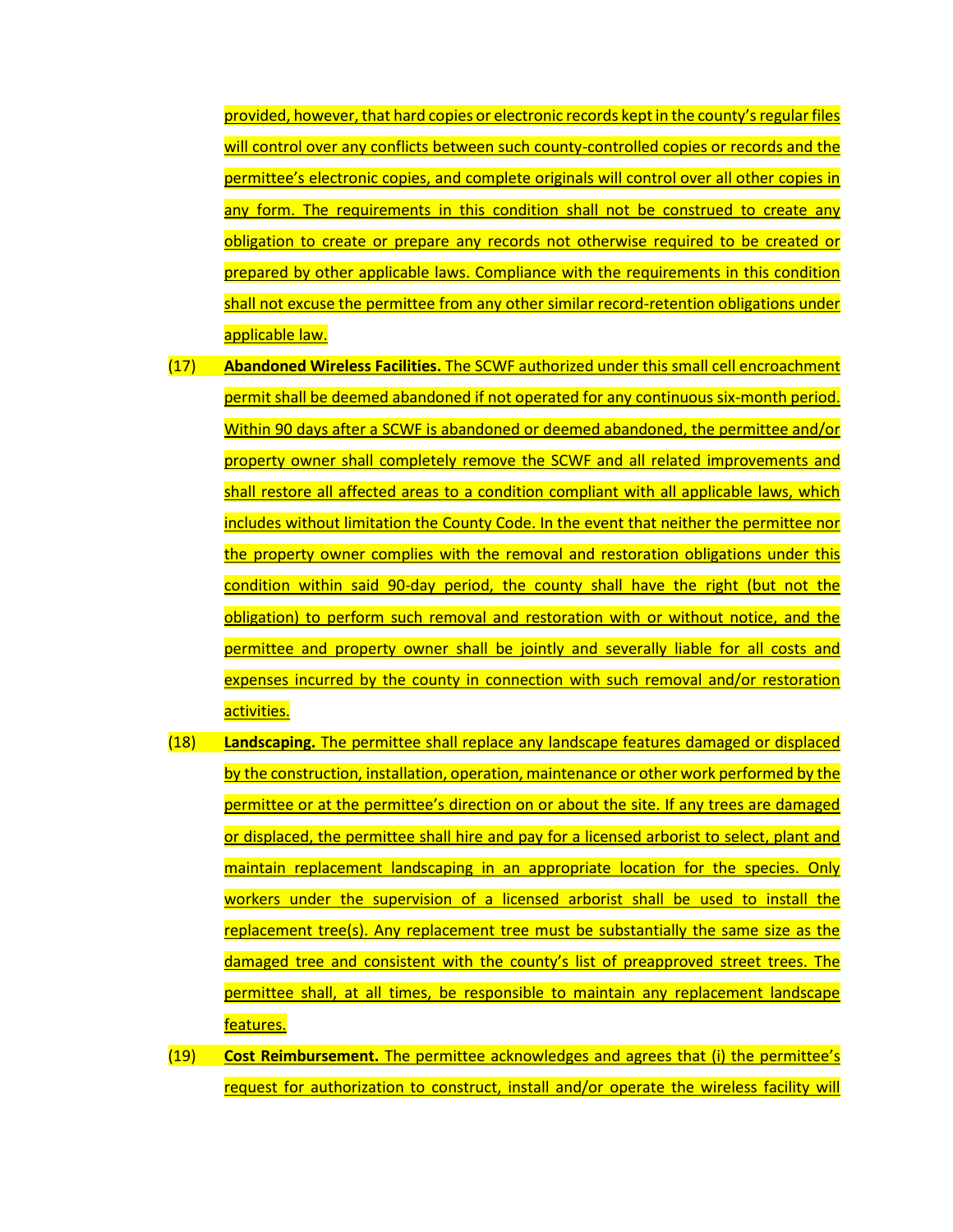provided, however, that hard copies or electronic records kept in the county's regular files will control over any conflicts between such county-controlled copies or records and the permittee's electronic copies, and complete originals will control over all other copies in any form. The requirements in this condition shall not be construed to create any obligation to create or prepare any records not otherwise required to be created or prepared by other applicable laws. Compliance with the requirements in this condition shall not excuse the permittee from any other similar record-retention obligations under applicable law.

(17) **Abandoned Wireless Facilities.** The SCWF authorized under this small cell encroachment permit shall be deemed abandoned if not operated for any continuous six-month period. Within 90 days after a SCWF is abandoned or deemed abandoned, the permittee and/or property owner shall completely remove the SCWF and all related improvements and shall restore all affected areas to a condition compliant with all applicable laws, which includes without limitation the County Code. In the event that neither the permittee nor the property owner complies with the removal and restoration obligations under this condition within said 90-day period, the county shall have the right (but not the obligation) to perform such removal and restoration with or without notice, and the permittee and property owner shall be jointly and severally liable for all costs and expenses incurred by the county in connection with such removal and/or restoration activities.

(18) **Landscaping.** The permittee shall replace any landscape features damaged or displaced by the construction, installation, operation, maintenance or other work performed by the permittee or at the permittee's direction on or about the site. If any trees are damaged or displaced, the permittee shall hire and pay for a licensed arborist to select, plant and maintain replacement landscaping in an appropriate location for the species. Only workers under the supervision of a licensed arborist shall be used to install the replacement tree(s). Any replacement tree must be substantially the same size as the damaged tree and consistent with the county's list of preapproved street trees. The permittee shall, at all times, be responsible to maintain any replacement landscape features.

(19) **Cost Reimbursement.** The permittee acknowledges and agrees that (i) the permittee's request for authorization to construct, install and/or operate the wireless facility will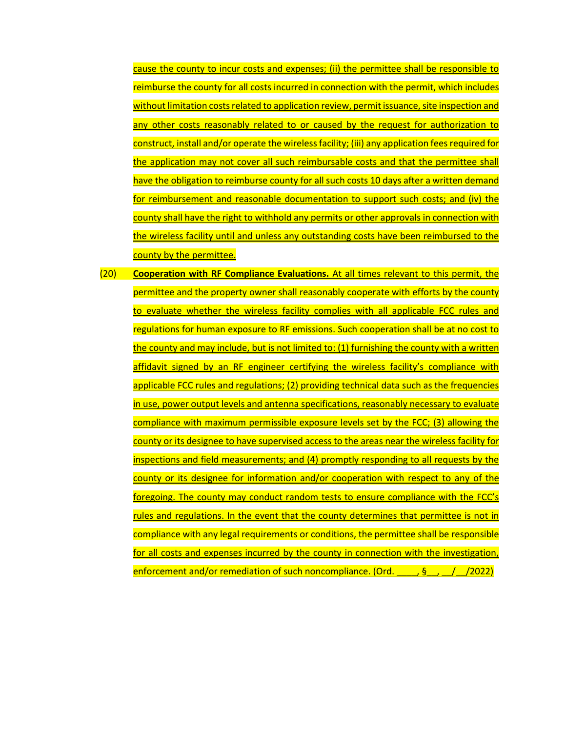cause the county to incur costs and expenses; (ii) the permittee shall be responsible to reimburse the county for all costs incurred in connection with the permit, which includes without limitation costs related to application review, permit issuance, site inspection and any other costs reasonably related to or caused by the request for authorization to construct, install and/or operate the wireless facility; (iii) any application fees required for the application may not cover all such reimbursable costs and that the permittee shall have the obligation to reimburse county for all such costs 10 days after a written demand for reimbursement and reasonable documentation to support such costs; and (iv) the county shall have the right to withhold any permits or other approvals in connection with the wireless facility until and unless any outstanding costs have been reimbursed to the county by the permittee.

(20) **Cooperation with RF Compliance Evaluations.** At all times relevant to this permit, the permittee and the property owner shall reasonably cooperate with efforts by the county to evaluate whether the wireless facility complies with all applicable FCC rules and regulations for human exposure to RF emissions. Such cooperation shall be at no cost to the county and may include, but is not limited to: (1) furnishing the county with a written affidavit signed by an RF engineer certifying the wireless facility's compliance with applicable FCC rules and regulations; (2) providing technical data such as the frequencies in use, power output levels and antenna specifications, reasonably necessary to evaluate compliance with maximum permissible exposure levels set by the FCC; (3) allowing the county or its designee to have supervised access to the areas near the wireless facility for inspections and field measurements; and (4) promptly responding to all requests by the county or its designee for information and/or cooperation with respect to any of the foregoing. The county may conduct random tests to ensure compliance with the FCC's rules and regulations. In the event that the county determines that permittee is not in compliance with any legal requirements or conditions, the permittee shall be responsible for all costs and expenses incurred by the county in connection with the investigation, enforcement and/or remediation of such noncompliance. (Ord. ____, § __, __/__/2022)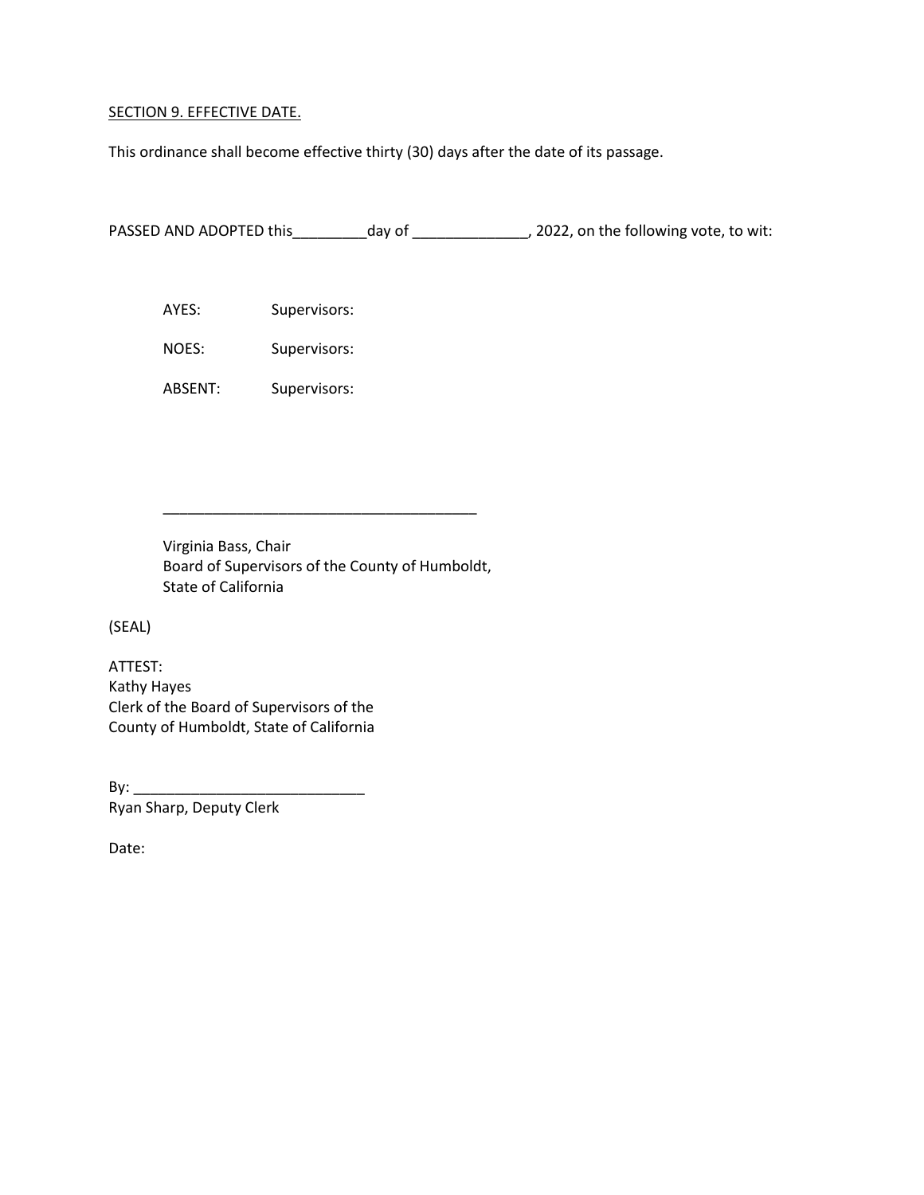SECTION 9. EFFECTIVE DATE.

This ordinance shall become effective thirty (30) days after the date of its passage.

PASSED AND ADOPTED this_________day of ______________, 2022, on the following vote, to wit:

AYES: Supervisors:

NOES: Supervisors:

ABSENT: Supervisors:

_______________________________________

Virginia Bass, Chair
Board of Supervisors of the County of Humboldt,
State of California

(SEAL)

ATTEST:
Kathy Hayes
Clerk of the Board of Supervisors of the
County of Humboldt, State of California

By: ____________________________
Ryan Sharp, Deputy Clerk

Date: